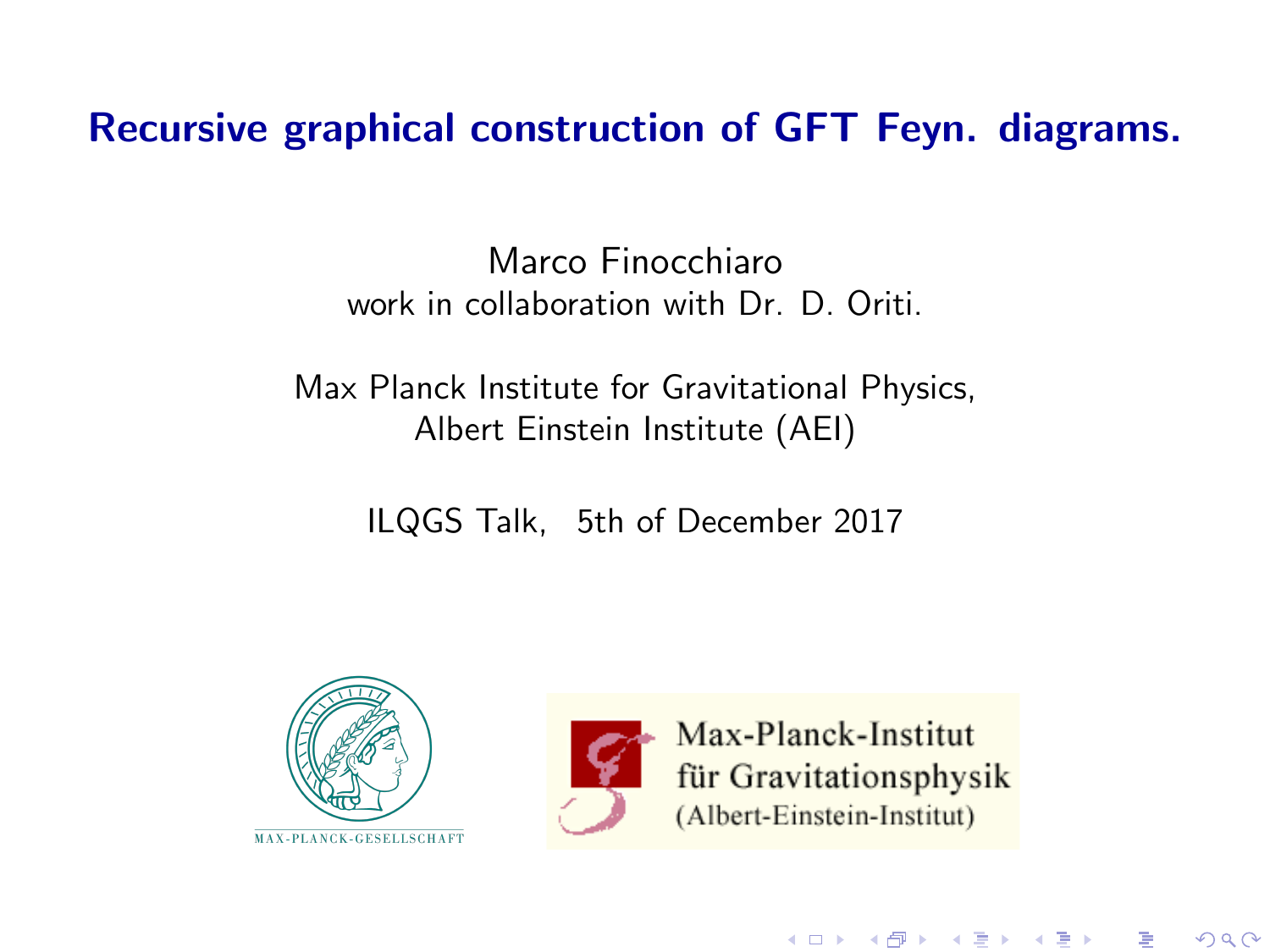# Recursive graphical construction of GFT Feyn. diagrams.

Marco Finocchiaro
work in collaboration with Dr. D. Oriti.

Max Planck Institute for Gravitational Physics,
Albert Einstein Institute (AEI)

ILQGS Talk, 5th of December 2017

MAX-PLANCK-GESELLSCHAFT

Max-Planck-Institut
für Gravitationsphysik
(Albert-Einstein-Institut)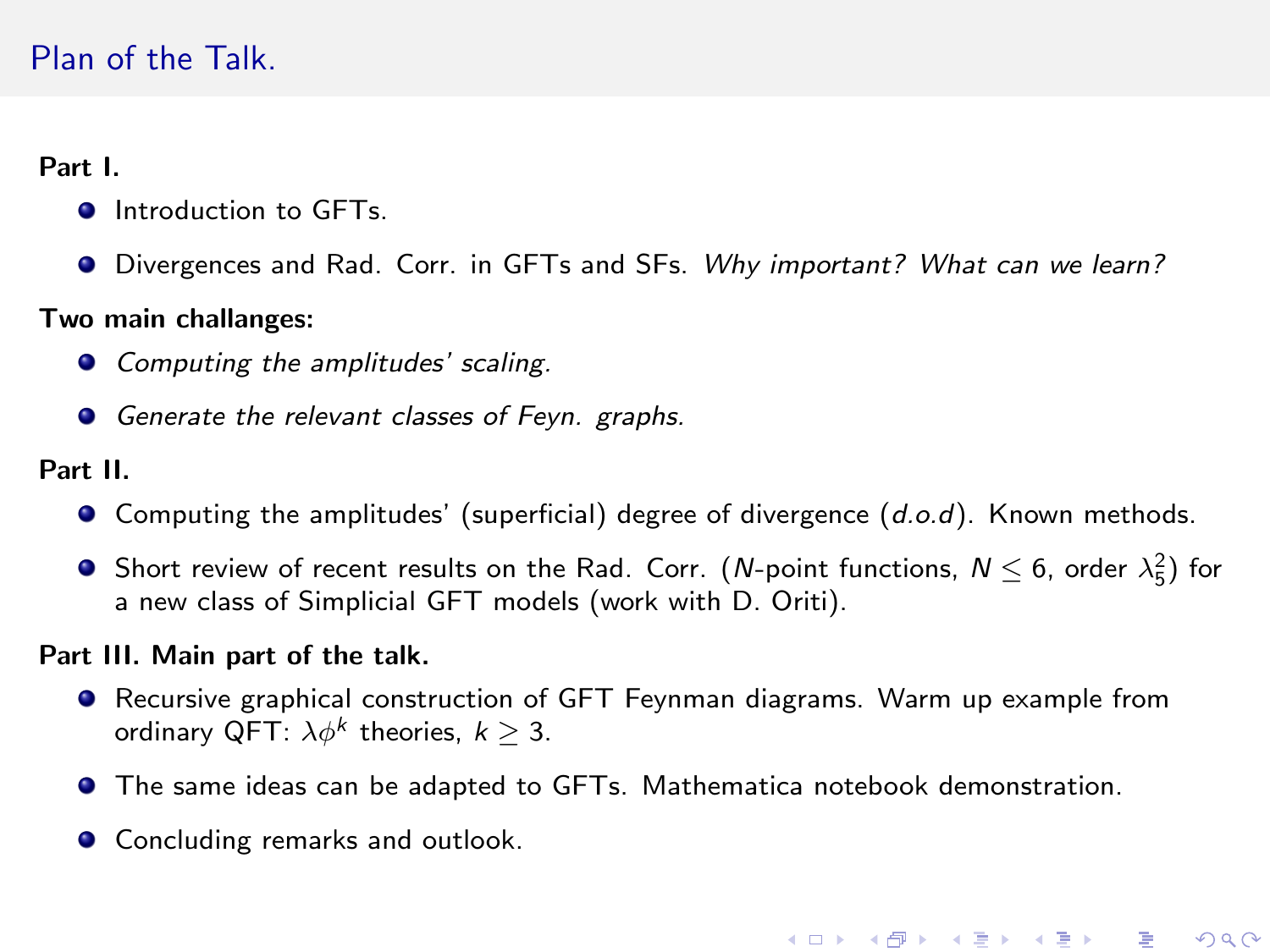## Plan of the Talk.

**Part I.**

- Introduction to GFTs.
- Divergences and Rad. Corr. in GFTs and SFs. *Why important? What can we learn?*

**Two main challanges:**

- *Computing the amplitudes' scaling.*
- *Generate the relevant classes of Feyn. graphs.*

**Part II.**

- Computing the amplitudes' (superficial) degree of divergence (*d.o.d*). Known methods.
- Short review of recent results on the Rad. Corr. ($N$-point functions, $N \leq 6$, order $\lambda_5^2$) for a new class of Simplicial GFT models (work with D. Oriti).

**Part III. Main part of the talk.**

- Recursive graphical construction of GFT Feynman diagrams. Warm up example from ordinary QFT: $\lambda\phi^k$ theories, $k \geq 3$.
- The same ideas can be adapted to GFTs. Mathematica notebook demonstration.
- Concluding remarks and outlook.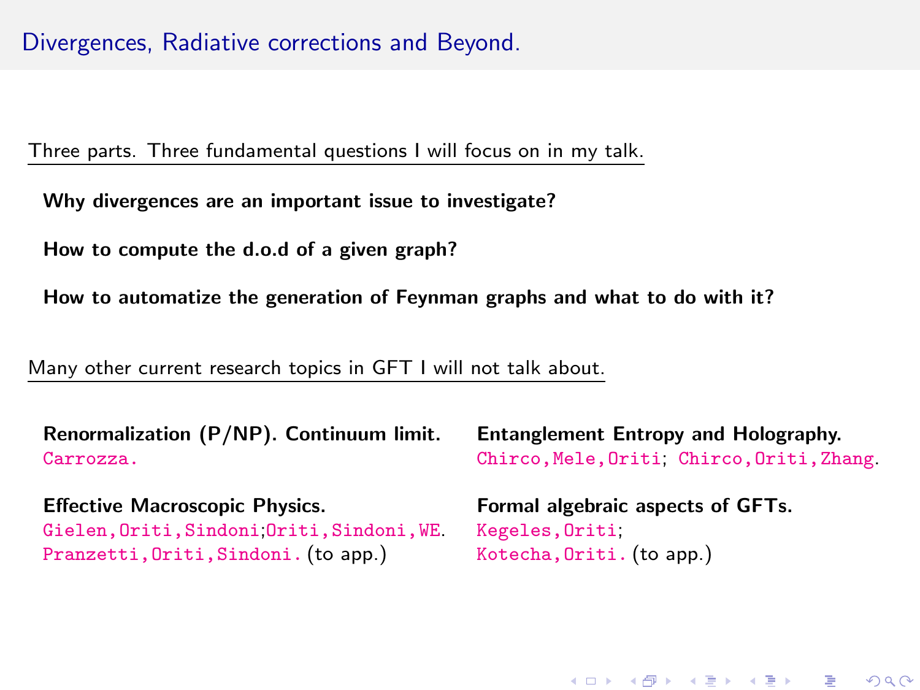# Divergences, Radiative corrections and Beyond.

Three parts. Three fundamental questions I will focus on in my talk.

**Why divergences are an important issue to investigate?**

**How to compute the d.o.d of a given graph?**

**How to automatize the generation of Feynman graphs and what to do with it?**

Many other current research topics in GFT I will not talk about.

**Renormalization (P/NP). Continuum limit.**
Carrozza.

**Effective Macroscopic Physics.**
Gielen, Oriti, Sindoni; Oriti, Sindoni, WE.
Pranzetti, Oriti, Sindoni. (to app.)

**Entanglement Entropy and Holography.**
Chirco, Mele, Oriti; Chirco, Oriti, Zhang.

**Formal algebraic aspects of GFTs.**
Kegeles, Oriti;
Kotecha, Oriti. (to app.)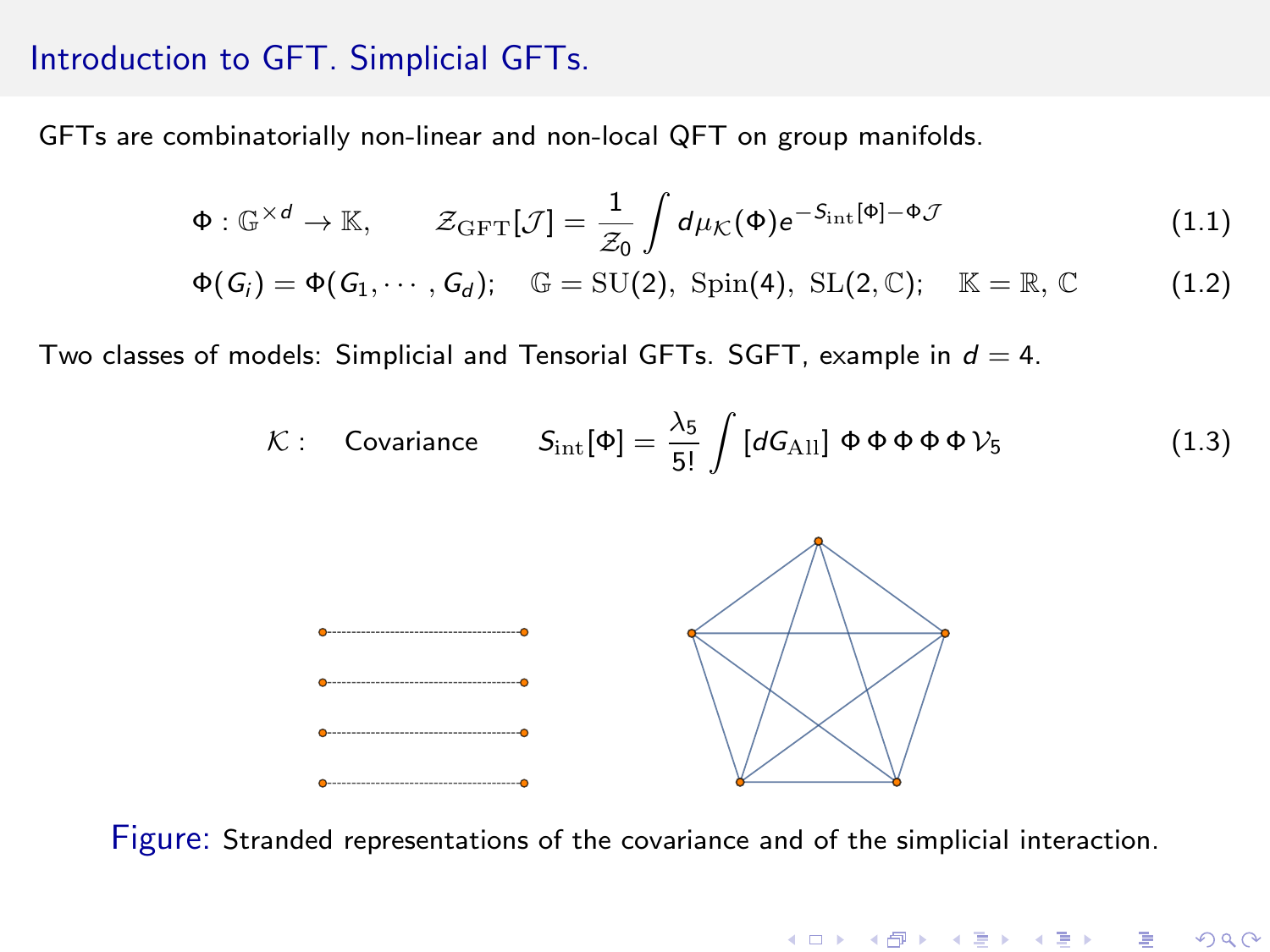## Introduction to GFT. Simplicial GFTs.

GFTs are combinatorially non-linear and non-local QFT on group manifolds.

$$\Phi : \mathbb{G}^{\times d} \to \mathbb{K}, \qquad \mathcal{Z}_{\rm GFT}[\mathcal{J}] = \frac{1}{\mathcal{Z}_0} \int d\mu_{\mathcal{K}}(\Phi) e^{-S_{\rm int}[\Phi] - \Phi\mathcal{J}} \tag{1.1}$$

$$\Phi(G_i) = \Phi(G_1, \cdots, G_d); \quad \mathbb{G} = {\rm SU}(2),\ {\rm Spin}(4),\ {\rm SL}(2,\mathbb{C}); \quad \mathbb{K} = \mathbb{R},\, \mathbb{C} \tag{1.2}$$

Two classes of models: Simplicial and Tensorial GFTs. SGFT, example in $d = 4$.

$$\mathcal{K} : \quad \text{Covariance} \qquad S_{\rm int}[\Phi] = \frac{\lambda_5}{5!} \int [dG_{\rm All}]\ \Phi\,\Phi\,\Phi\,\Phi\,\Phi\,\mathcal{V}_5 \tag{1.3}$$

Figure: Stranded representations of the covariance and of the simplicial interaction.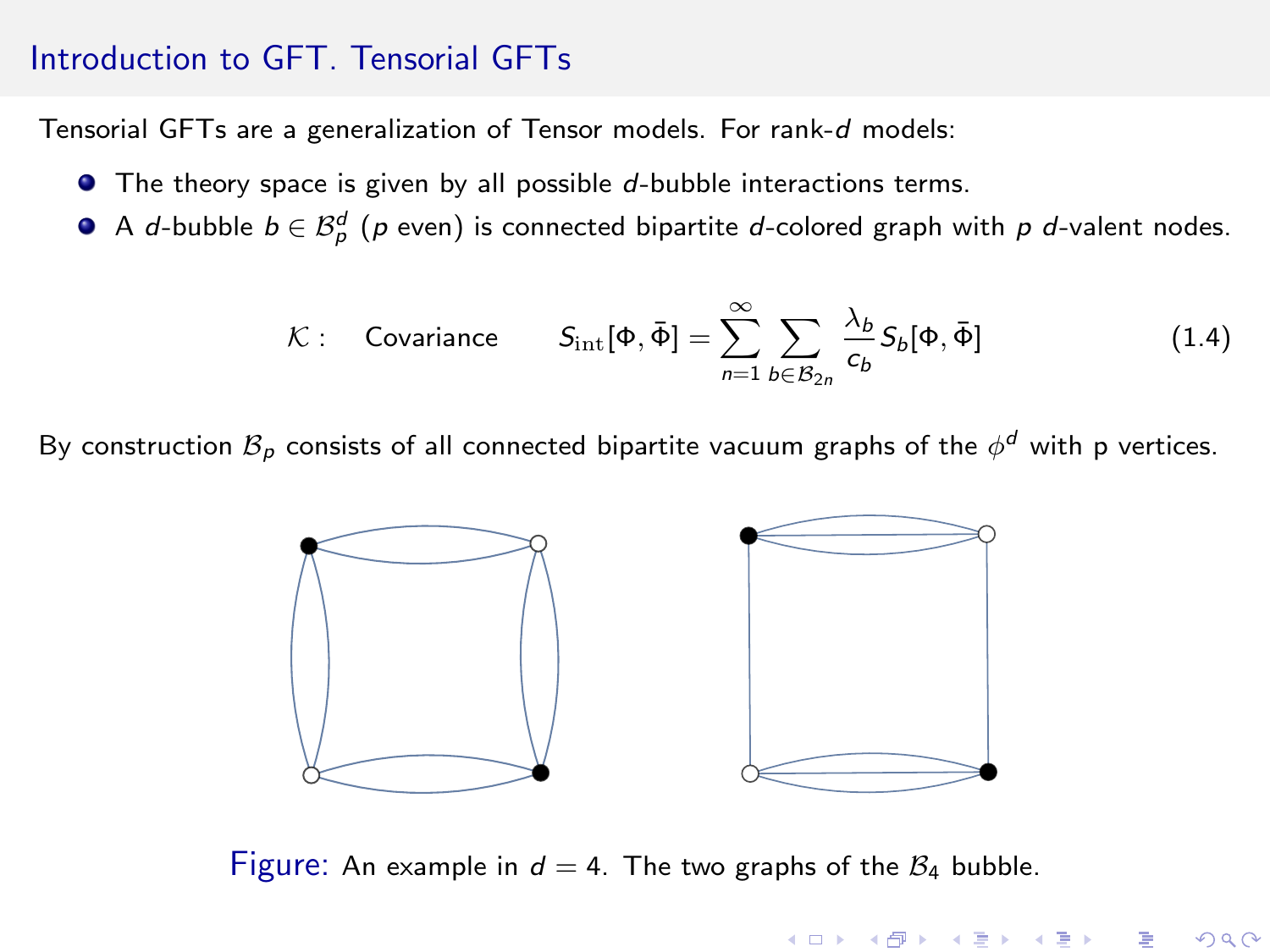## Introduction to GFT. Tensorial GFTs

Tensorial GFTs are a generalization of Tensor models. For rank-$d$ models:

- The theory space is given by all possible $d$-bubble interactions terms.
- A $d$-bubble $b \in \mathcal{B}_p^d$ ($p$ even) is connected bipartite $d$-colored graph with $p$ $d$-valent nodes.

$$\mathcal{K}: \quad \text{Covariance} \qquad S_{\text{int}}[\Phi, \bar{\Phi}] = \sum_{n=1}^{\infty} \sum_{b \in \mathcal{B}_{2n}} \frac{\lambda_b}{c_b} S_b[\Phi, \bar{\Phi}] \tag{1.4}$$

By construction $\mathcal{B}_p$ consists of all connected bipartite vacuum graphs of the $\phi^d$ with p vertices.

Figure: An example in $d = 4$. The two graphs of the $\mathcal{B}_4$ bubble.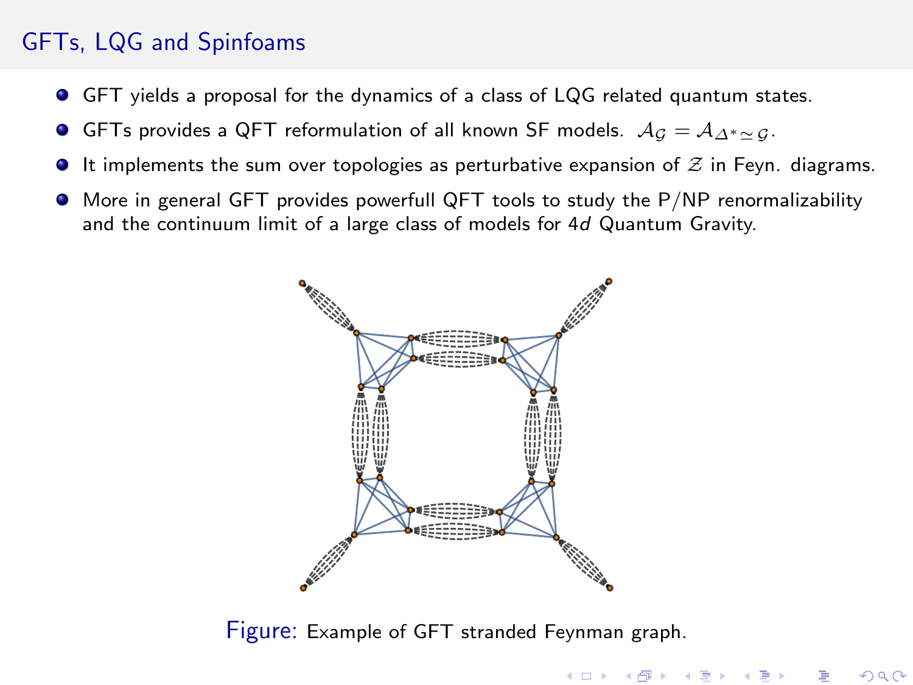# GFTs, LQG and Spinfoams

- GFT yields a proposal for the dynamics of a class of LQG related quantum states.
- GFTs provides a QFT reformulation of all known SF models. $\mathcal{A}_{\mathcal{G}} = \mathcal{A}_{\Delta^* \simeq \mathcal{G}}$.
- It implements the sum over topologies as perturbative expansion of $\mathcal{Z}$ in Feyn. diagrams.
- More in general GFT provides powerfull QFT tools to study the P/NP renormalizability and the continuum limit of a large class of models for $4d$ Quantum Gravity.

Figure: Example of GFT stranded Feynman graph.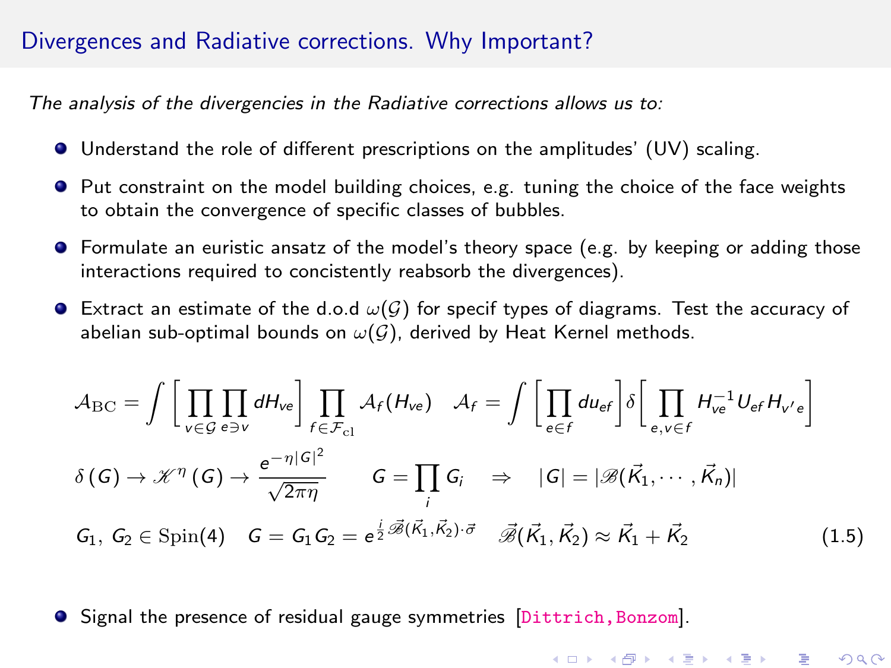## Divergences and Radiative corrections. Why Important?

*The analysis of the divergencies in the Radiative corrections allows us to:*

- Understand the role of different prescriptions on the amplitudes' (UV) scaling.
- Put constraint on the model building choices, e.g. tuning the choice of the face weights to obtain the convergence of specific classes of bubbles.
- Formulate an euristic ansatz of the model's theory space (e.g. by keeping or adding those interactions required to concistently reabsorb the divergences).
- Extract an estimate of the d.o.d $\omega(\mathcal{G})$ for specif types of diagrams. Test the accuracy of abelian sub-optimal bounds on $\omega(\mathcal{G})$, derived by Heat Kernel methods.

$$
\mathcal{A}_{\rm BC} = \int \Big[ \prod_{v \in \mathcal{G}} \prod_{e \ni v} dH_{ve} \Big] \prod_{f \in \mathcal{F}_{\rm cl}} \mathcal{A}_f(H_{ve}) \quad \mathcal{A}_f = \int \Big[ \prod_{e \in f} du_{ef} \Big] \delta \Big[ \prod_{e, v \in f} H_{ve}^{-1} U_{ef} H_{v'e} \Big]
$$

$$
\delta(G) \to \mathscr{K}^{\eta}(G) \to \frac{e^{-\eta |G|^2}}{\sqrt{2\pi\eta}} \qquad G = \prod_i G_i \quad \Rightarrow \quad |G| = |\mathscr{B}(\vec{K}_1, \cdots, \vec{K}_n)|
$$

$$
G_1,\ G_2 \in \mathrm{Spin}(4) \quad G = G_1 G_2 = e^{\frac{i}{2} \vec{\mathscr{B}}(\vec{K}_1, \vec{K}_2)\cdot\vec{\sigma}} \quad \vec{\mathscr{B}}(\vec{K}_1, \vec{K}_2) \approx \vec{K}_1 + \vec{K}_2 \tag{1.5}
$$

- Signal the presence of residual gauge symmetries [Dittrich, Bonzom].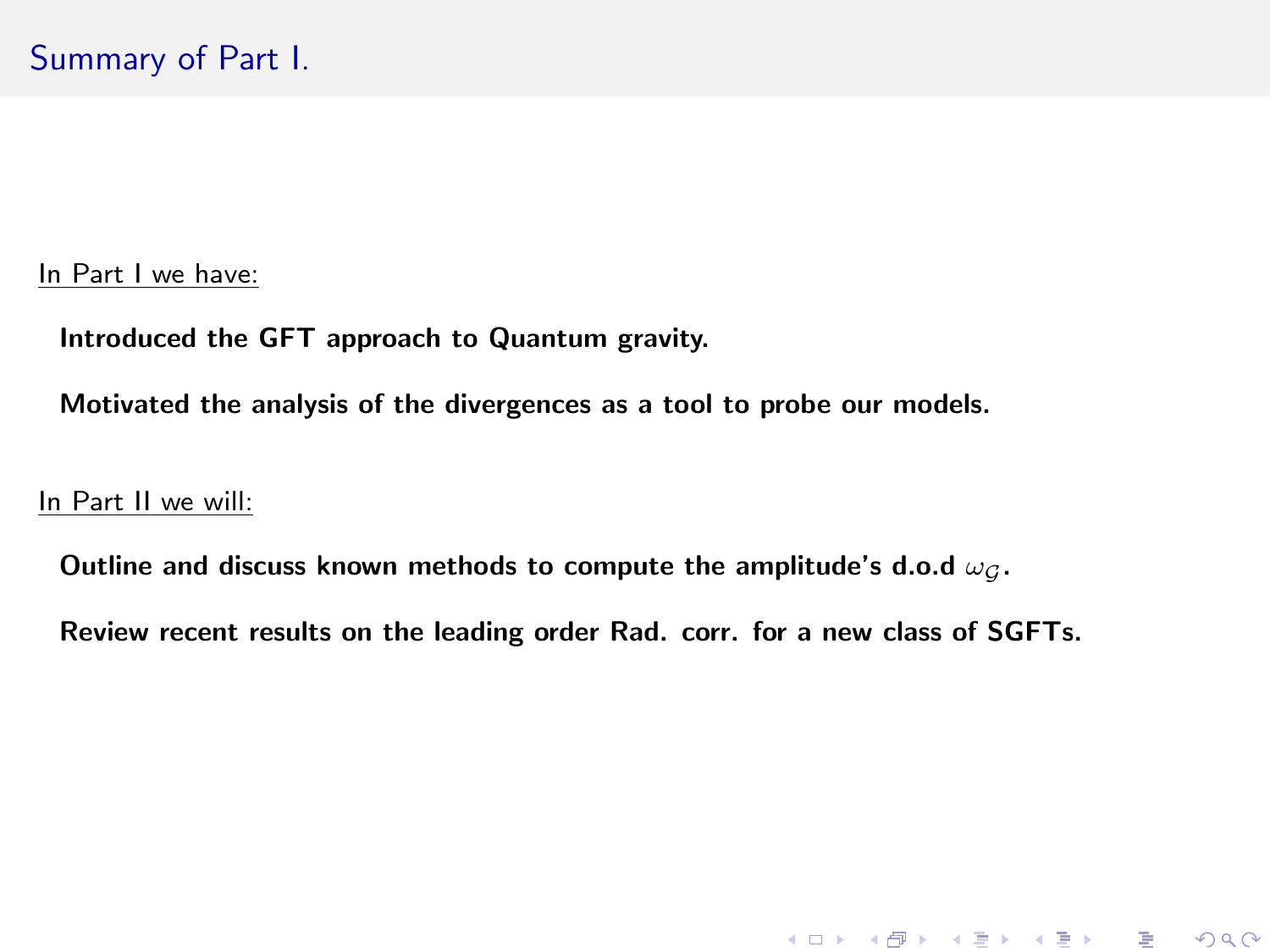# Summary of Part I.

<u>In Part I we have:</u>

**Introduced the GFT approach to Quantum gravity.**

**Motivated the analysis of the divergences as a tool to probe our models.**

<u>In Part II we will:</u>

**Outline and discuss known methods to compute the amplitude's d.o.d $\omega_{\mathcal{G}}$.**

**Review recent results on the leading order Rad. corr. for a new class of SGFTs.**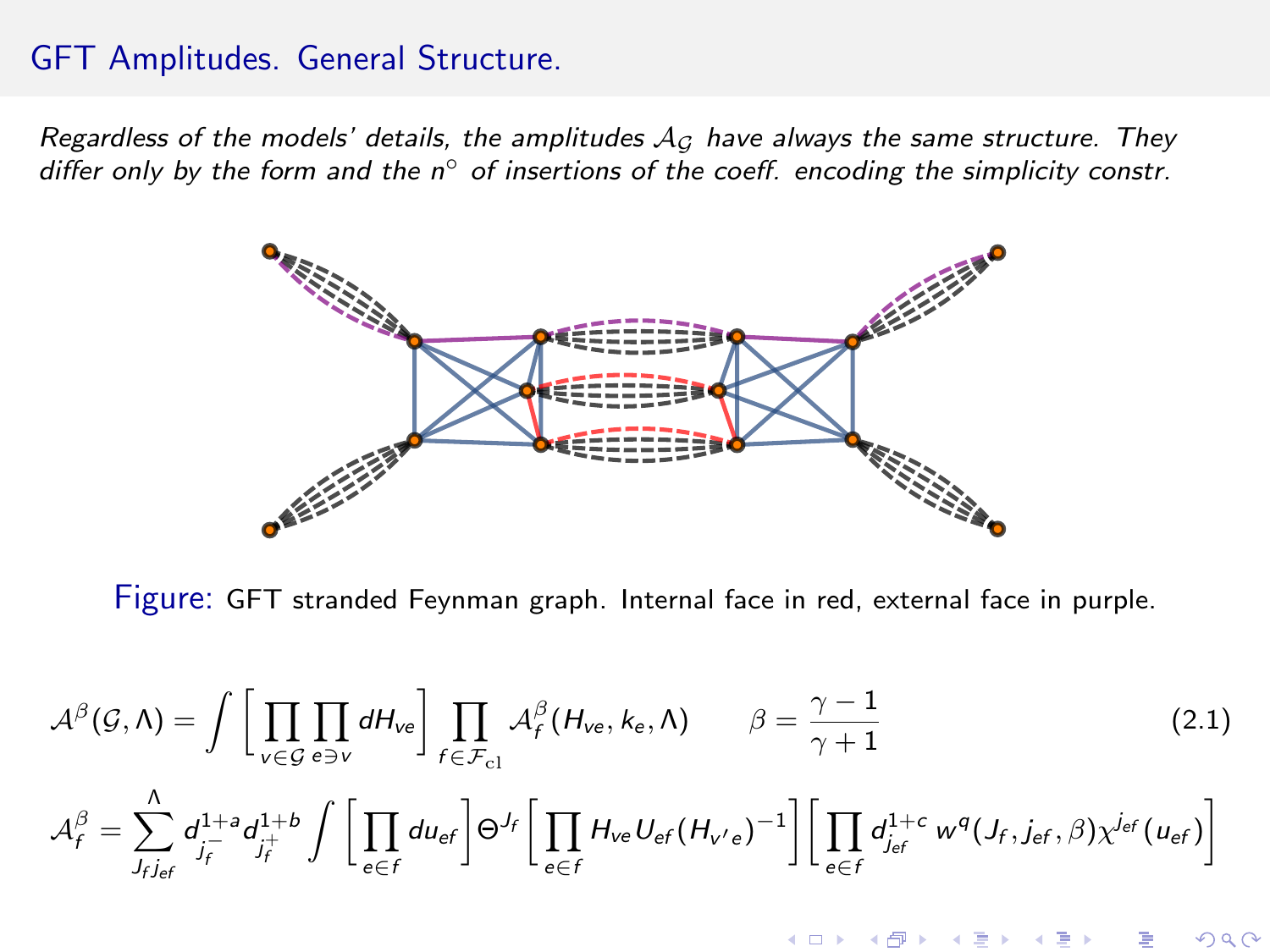## GFT Amplitudes. General Structure.

*Regardless of the models' details, the amplitudes $\mathcal{A}_{\mathcal{G}}$ have always the same structure. They differ only by the form and the n° of insertions of the coeff. encoding the simplicity constr.*

Figure: GFT stranded Feynman graph. Internal face in red, external face in purple.

$$\mathcal{A}^{\beta}(\mathcal{G},\Lambda) = \int \Big[\prod_{v\in\mathcal{G}}\prod_{e\ni v} dH_{ve}\Big] \prod_{f\in\mathcal{F}_{\rm cl}} \mathcal{A}^{\beta}_f(H_{ve},k_e,\Lambda) \qquad \beta = \frac{\gamma-1}{\gamma+1} \tag{2.1}$$

$$\mathcal{A}^{\beta}_f = \sum_{J_f j_{ef}}^{\Lambda} d^{1+a}_{j_f^-} d^{1+b}_{j_f^+} \int \Big[\prod_{e\in f} du_{ef}\Big] \Theta^{J_f}\Big[\prod_{e\in f} H_{ve}U_{ef}(H_{v'e})^{-1}\Big]\Big[\prod_{e\in f} d^{1+c}_{j_{ef}}\, w^q(J_f,j_{ef},\beta)\chi^{j_{ef}}(u_{ef})\Big]$$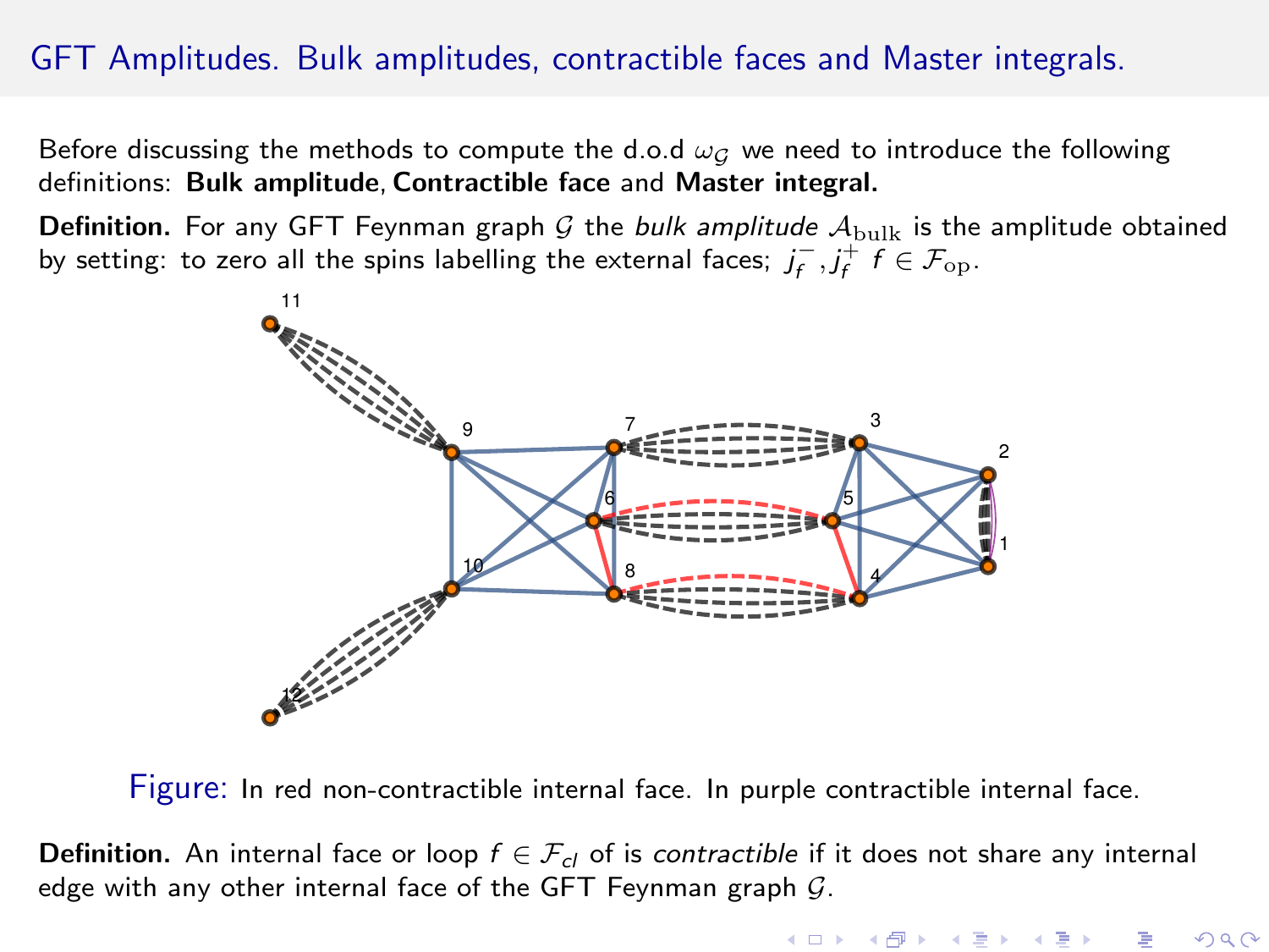## GFT Amplitudes. Bulk amplitudes, contractible faces and Master integrals.

Before discussing the methods to compute the d.o.d $\omega_{\mathcal{G}}$ we need to introduce the following definitions: **Bulk amplitude**, **Contractible face** and **Master integral.**

**Definition.** For any GFT Feynman graph $\mathcal{G}$ the *bulk amplitude* $\mathcal{A}_{\rm bulk}$ is the amplitude obtained by setting: to zero all the spins labelling the external faces; $j_f^-, j_f^+$ $f \in \mathcal{F}_{\rm op}$.

Figure: In red non-contractible internal face. In purple contractible internal face.

**Definition.** An internal face or loop $f \in \mathcal{F}_{cl}$ of is *contractible* if it does not share any internal edge with any other internal face of the GFT Feynman graph $\mathcal{G}$.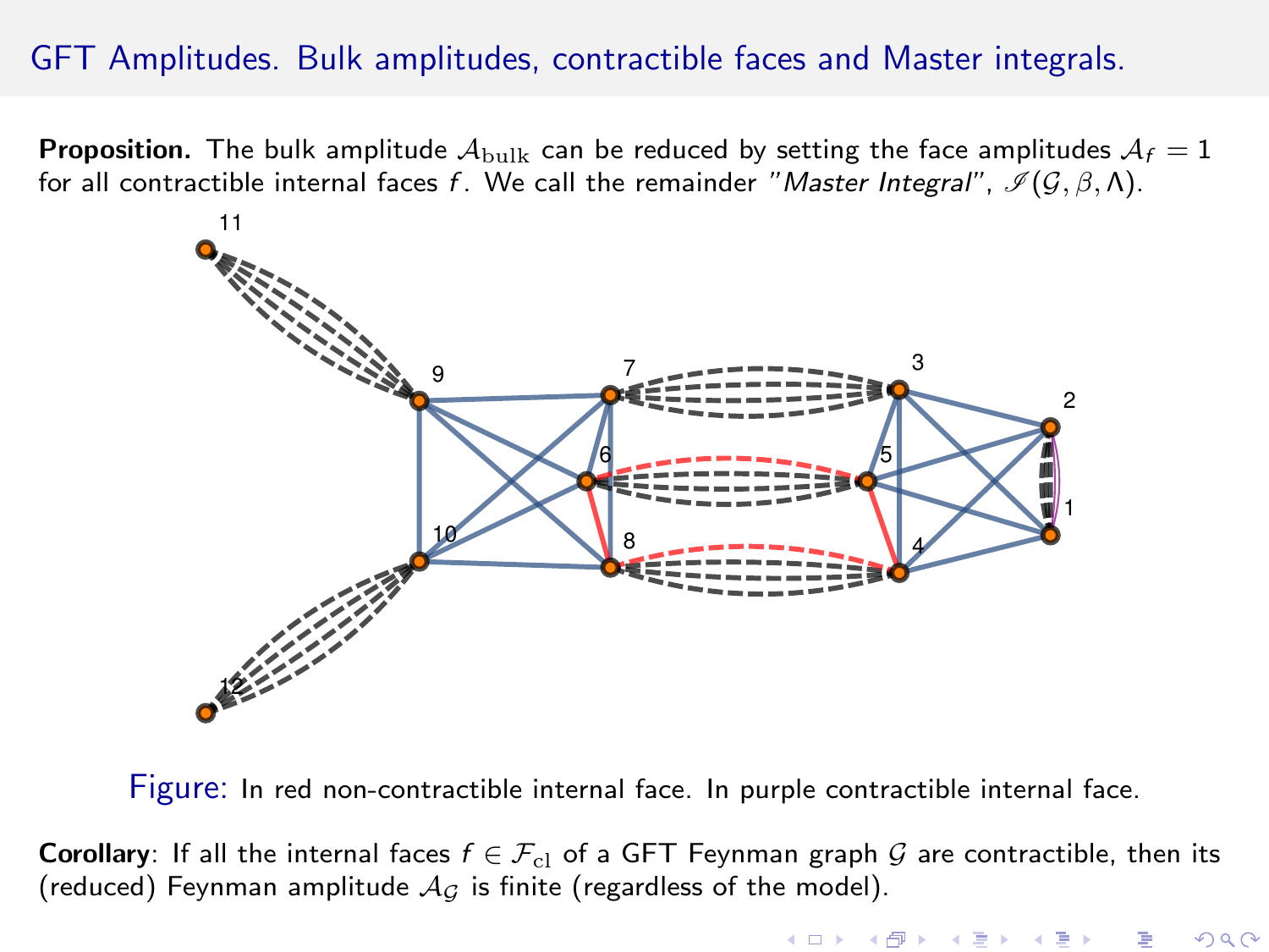## GFT Amplitudes. Bulk amplitudes, contractible faces and Master integrals.

**Proposition.** The bulk amplitude $\mathcal{A}_{\text{bulk}}$ can be reduced by setting the face amplitudes $\mathcal{A}_f = 1$ for all contractible internal faces $f$. We call the remainder "*Master Integral*", $\mathscr{I}(\mathcal{G}, \beta, \Lambda)$.

Figure: In red non-contractible internal face. In purple contractible internal face.

**Corollary**: If all the internal faces $f \in \mathcal{F}_{\text{cl}}$ of a GFT Feynman graph $\mathcal{G}$ are contractible, then its (reduced) Feynman amplitude $\mathcal{A}_{\mathcal{G}}$ is finite (regardless of the model).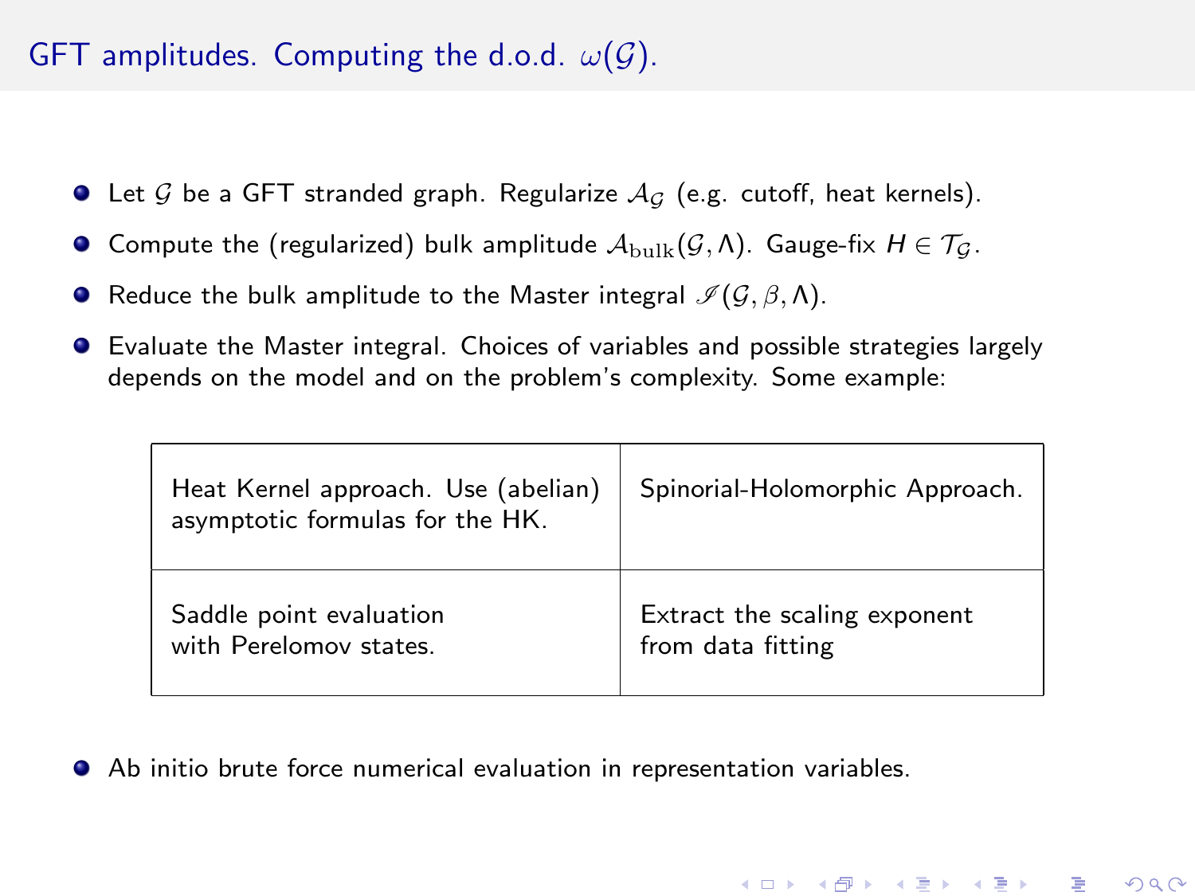# GFT amplitudes. Computing the d.o.d. $\omega(\mathcal{G})$.

- Let $\mathcal{G}$ be a GFT stranded graph. Regularize $\mathcal{A}_{\mathcal{G}}$ (e.g. cutoff, heat kernels).
- Compute the (regularized) bulk amplitude $\mathcal{A}_{\text{bulk}}(\mathcal{G}, \Lambda)$. Gauge-fix $H \in \mathcal{T}_{\mathcal{G}}$.
- Reduce the bulk amplitude to the Master integral $\mathscr{I}(\mathcal{G}, \beta, \Lambda)$.
- Evaluate the Master integral. Choices of variables and possible strategies largely depends on the model and on the problem's complexity. Some example:

| Heat Kernel approach. Use (abelian) asymptotic formulas for the HK. | Spinorial-Holomorphic Approach. |
|---|---|
| Saddle point evaluation with Perelomov states. | Extract the scaling exponent from data fitting |

- Ab initio brute force numerical evaluation in representation variables.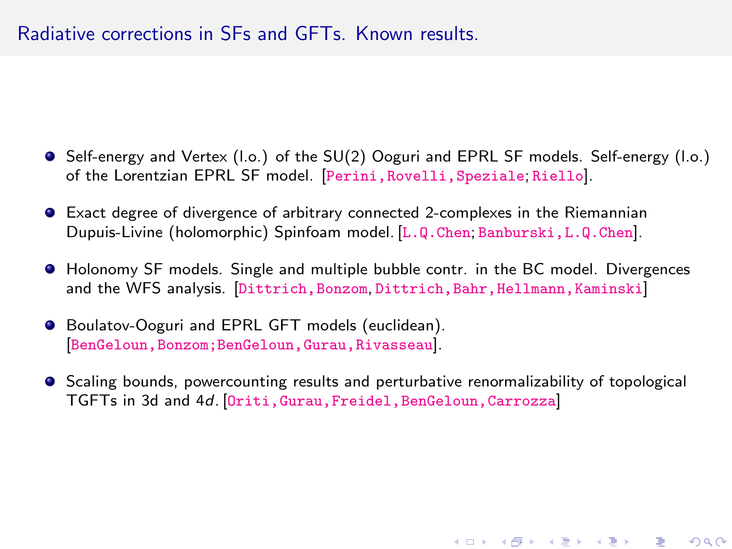## Radiative corrections in SFs and GFTs. Known results.

- Self-energy and Vertex (l.o.) of the SU(2) Ooguri and EPRL SF models. Self-energy (l.o.) of the Lorentzian EPRL SF model. [Perini,Rovelli,Speziale; Riello].
- Exact degree of divergence of arbitrary connected 2-complexes in the Riemannian Dupuis-Livine (holomorphic) Spinfoam model. [L.Q.Chen; Banburski,L.Q.Chen].
- Holonomy SF models. Single and multiple bubble contr. in the BC model. Divergences and the WFS analysis. [Dittrich,Bonzom, Dittrich,Bahr,Hellmann,Kaminski]
- Boulatov-Ooguri and EPRL GFT models (euclidean). [BenGeloun,Bonzom;BenGeloun,Gurau,Rivasseau].
- Scaling bounds, powercounting results and perturbative renormalizability of topological TGFTs in 3d and 4$d$. [Oriti,Gurau,Freidel,BenGeloun,Carrozza]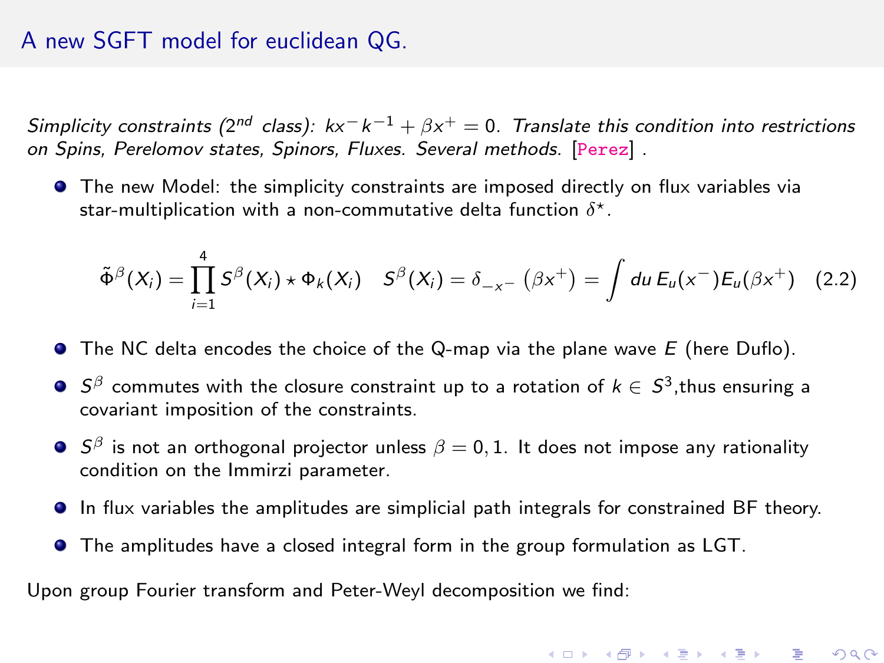# A new SGFT model for euclidean QG.

*Simplicity constraints (2nd class): $kx^{-}k^{-1} + \beta x^{+} = 0$. Translate this condition into restrictions on Spins, Perelomov states, Spinors, Fluxes. Several methods.* [Perez] .

- The new Model: the simplicity constraints are imposed directly on flux variables via star-multiplication with a non-commutative delta function $\delta^{\star}$.

$$\tilde{\Phi}^{\beta}(X_i) = \prod_{i=1}^{4} S^{\beta}(X_i) \star \Phi_k(X_i) \quad S^{\beta}(X_i) = \delta_{-x^{-}}\left(\beta x^{+}\right) = \int du\, E_u(x^{-}) E_u(\beta x^{+}) \quad (2.2)$$

- The NC delta encodes the choice of the Q-map via the plane wave $E$ (here Duflo).
- $S^{\beta}$ commutes with the closure constraint up to a rotation of $k \in S^3$,thus ensuring a covariant imposition of the constraints.
- $S^{\beta}$ is not an orthogonal projector unless $\beta = 0, 1$. It does not impose any rationality condition on the Immirzi parameter.
- In flux variables the amplitudes are simplicial path integrals for constrained BF theory.
- The amplitudes have a closed integral form in the group formulation as LGT.

Upon group Fourier transform and Peter-Weyl decomposition we find: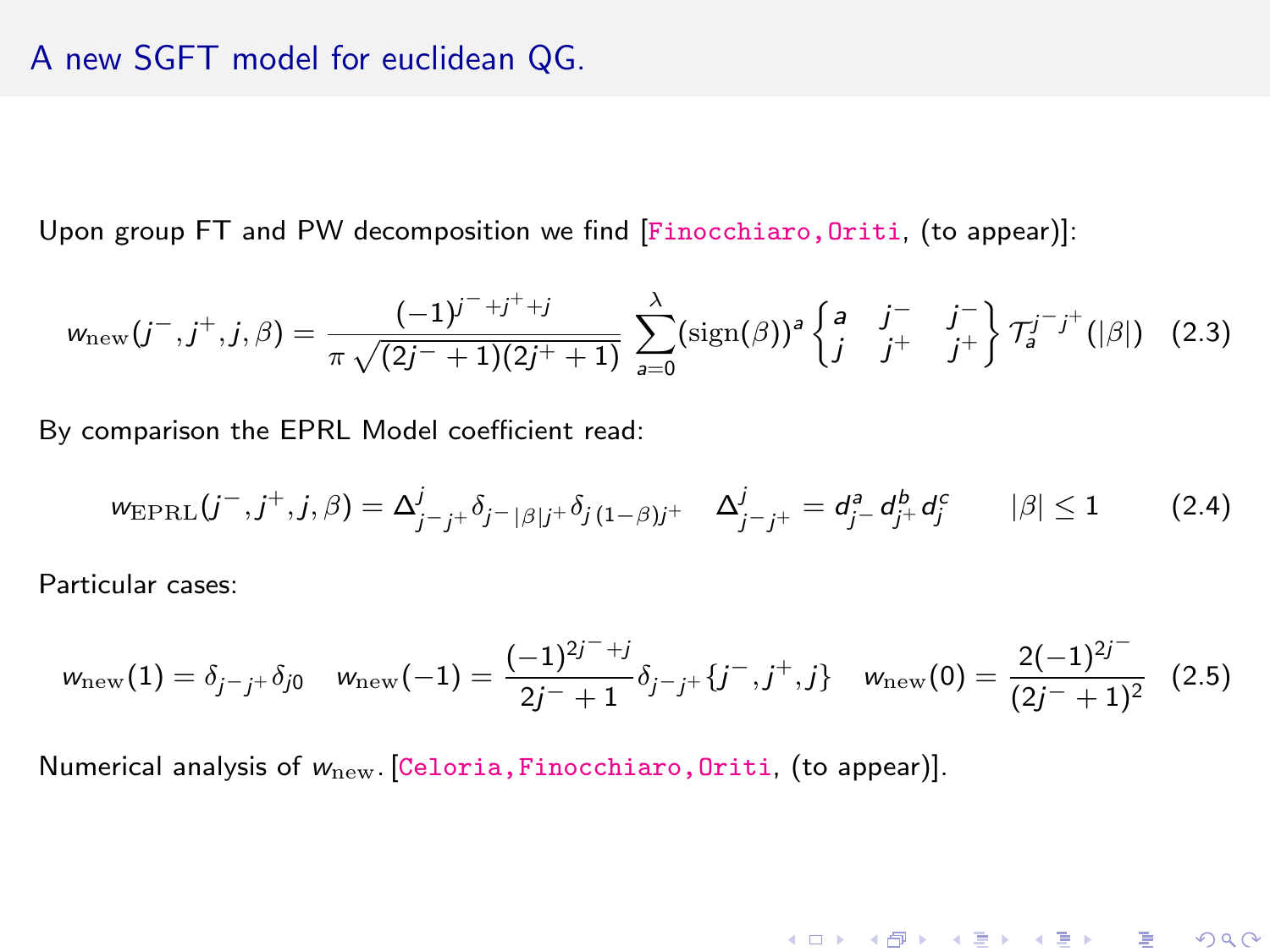# A new SGFT model for euclidean QG.

Upon group FT and PW decomposition we find [Finocchiaro, Oriti, (to appear)]:

$$w_{\rm new}(j^-,j^+,j,\beta) = \frac{(-1)^{j^-+j^++j}}{\pi\sqrt{(2j^-+1)(2j^++1)}} \sum_{a=0}^{\lambda} (\mathrm{sign}(\beta))^a \begin{Bmatrix} a & j^- & j^- \\ j & j^+ & j^+ \end{Bmatrix} \mathcal{T}_a^{j^-j^+}(|\beta|) \quad (2.3)$$

By comparison the EPRL Model coefficient read:

$$w_{\rm EPRL}(j^-,j^+,j,\beta) = \Delta^j_{j^-j^+}\,\delta_{j^-\,|\beta|j^+}\,\delta_{j\,(1-\beta)j^+} \quad \Delta^j_{j^-j^+} = d^a_{j^-}\,d^b_{j^+}\,d^c_j \qquad |\beta| \leq 1 \qquad (2.4)$$

Particular cases:

$$w_{\rm new}(1) = \delta_{j^-j^+}\delta_{j0} \quad w_{\rm new}(-1) = \frac{(-1)^{2j^-+j}}{2j^-+1}\delta_{j^-j^+}\{j^-,j^+,j\} \quad w_{\rm new}(0) = \frac{2(-1)^{2j^-}}{(2j^-+1)^2} \quad (2.5)$$

Numerical analysis of $w_{\rm new}$. [Celoria, Finocchiaro, Oriti, (to appear)].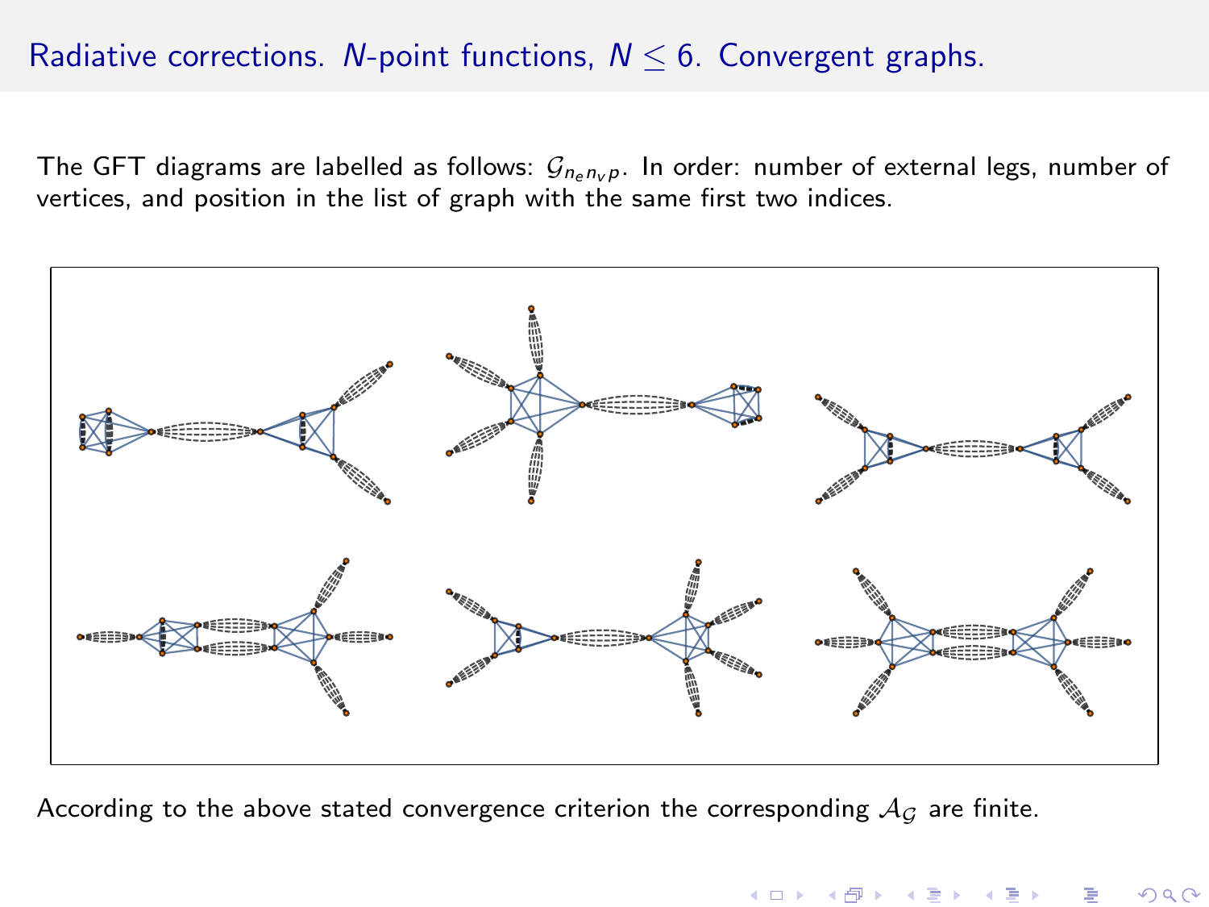## Radiative corrections. $N$-point functions, $N \leq 6$. Convergent graphs.

The GFT diagrams are labelled as follows: $\mathcal{G}_{n_e n_v p}$. In order: number of external legs, number of vertices, and position in the list of graph with the same first two indices.

According to the above stated convergence criterion the corresponding $\mathcal{A}_{\mathcal{G}}$ are finite.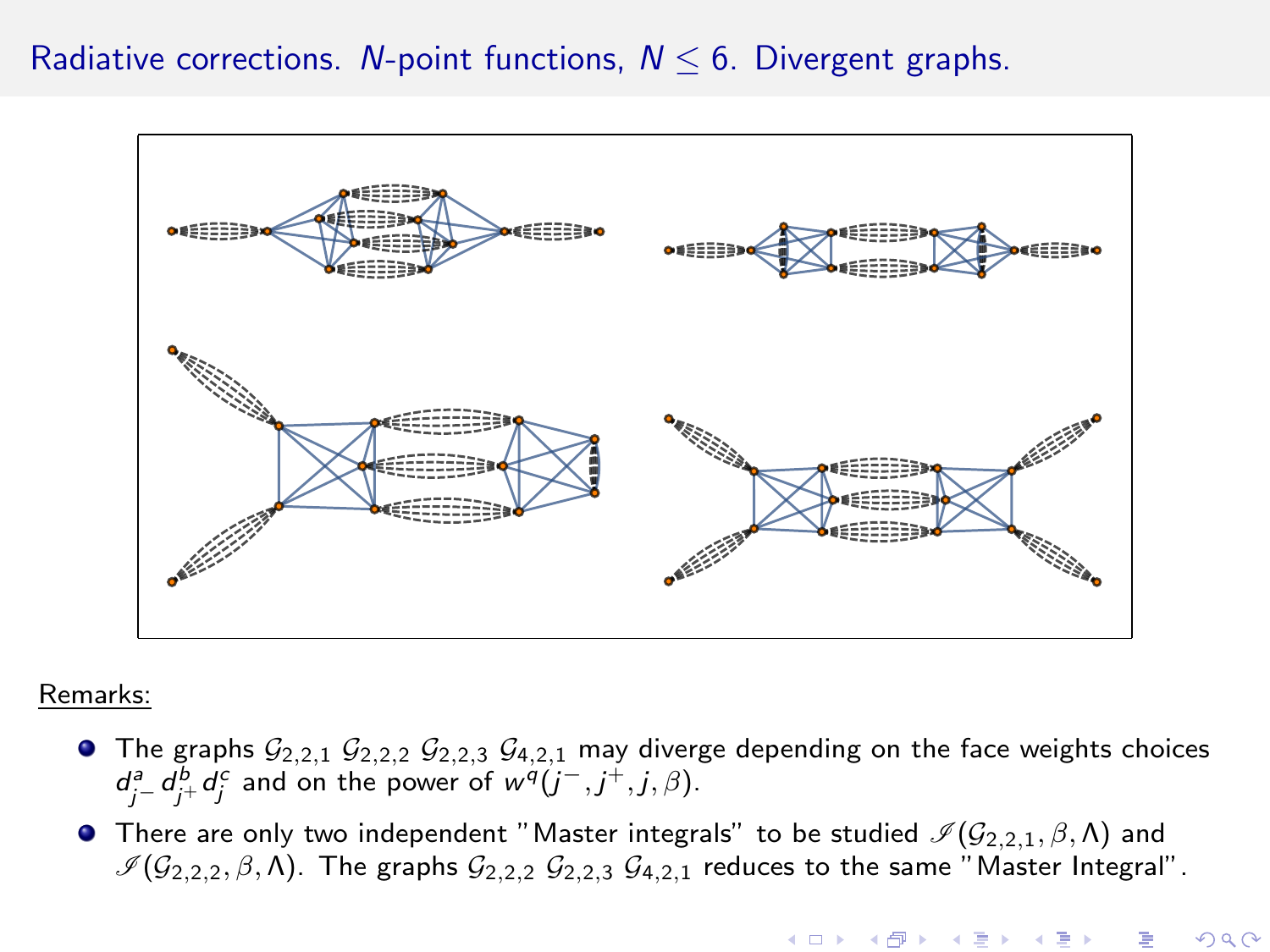# Radiative corrections. $N$-point functions, $N \leq 6$. Divergent graphs.

Remarks:

- The graphs $\mathcal{G}_{2,2,1}$ $\mathcal{G}_{2,2,2}$ $\mathcal{G}_{2,2,3}$ $\mathcal{G}_{4,2,1}$ may diverge depending on the face weights choices $d^a_{j^-}\, d^b_{j^+}\, d^c_j$ and on the power of $w^q(j^-, j^+, j, \beta)$.
- There are only two independent "Master integrals" to be studied $\mathscr{I}(\mathcal{G}_{2,2,1}, \beta, \Lambda)$ and $\mathscr{I}(\mathcal{G}_{2,2,2}, \beta, \Lambda)$. The graphs $\mathcal{G}_{2,2,2}$ $\mathcal{G}_{2,2,3}$ $\mathcal{G}_{4,2,1}$ reduces to the same "Master Integral".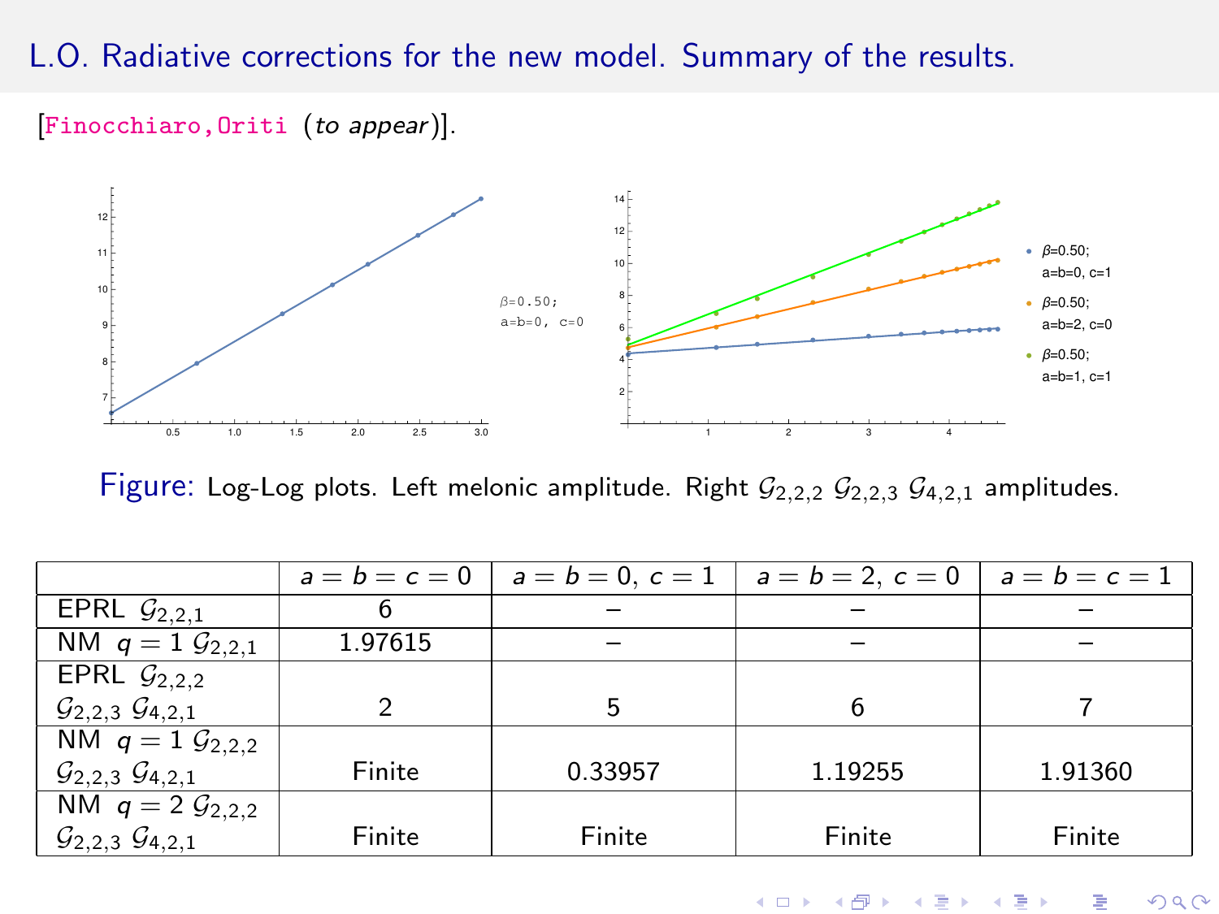# L.O. Radiative corrections for the new model. Summary of the results.

[Finocchiaro,Oriti (*to appear*)].

Figure: Log-Log plots. Left melonic amplitude. Right $\mathcal{G}_{2,2,2}$ $\mathcal{G}_{2,2,3}$ $\mathcal{G}_{4,2,1}$ amplitudes.

| | $a=b=c=0$ | $a=b=0,\ c=1$ | $a=b=2,\ c=0$ | $a=b=c=1$ |
|---|---|---|---|---|
| EPRL $\mathcal{G}_{2,2,1}$ | 6 | – | – | – |
| NM $q=1$ $\mathcal{G}_{2,2,1}$ | 1.97615 | – | – | – |
| EPRL $\mathcal{G}_{2,2,2}$ $\mathcal{G}_{2,2,3}$ $\mathcal{G}_{4,2,1}$ | 2 | 5 | 6 | 7 |
| NM $q=1$ $\mathcal{G}_{2,2,2}$ $\mathcal{G}_{2,2,3}$ $\mathcal{G}_{4,2,1}$ | Finite | 0.33957 | 1.19255 | 1.91360 |
| NM $q=2$ $\mathcal{G}_{2,2,2}$ $\mathcal{G}_{2,2,3}$ $\mathcal{G}_{4,2,1}$ | Finite | Finite | Finite | Finite |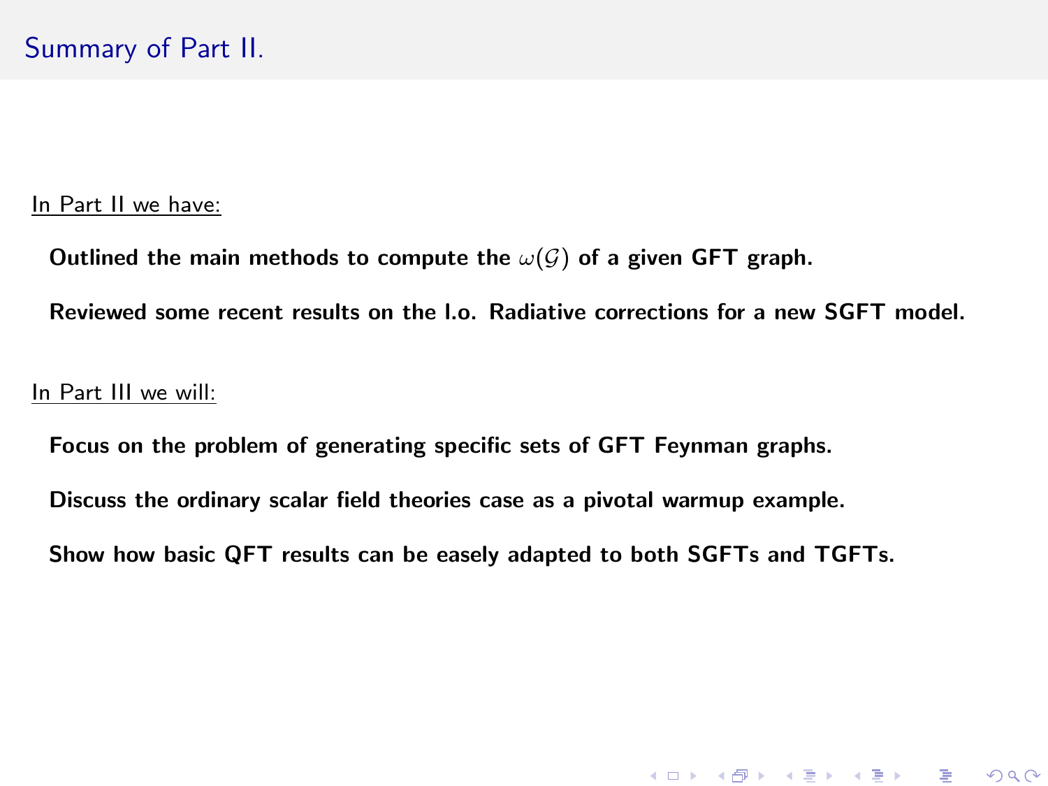# Summary of Part II.

In Part II we have:

**Outlined the main methods to compute the $\omega(\mathcal{G})$ of a given GFT graph.**

**Reviewed some recent results on the l.o. Radiative corrections for a new SGFT model.**

In Part III we will:

**Focus on the problem of generating specific sets of GFT Feynman graphs.**

**Discuss the ordinary scalar field theories case as a pivotal warmup example.**

**Show how basic QFT results can be easely adapted to both SGFTs and TGFTs.**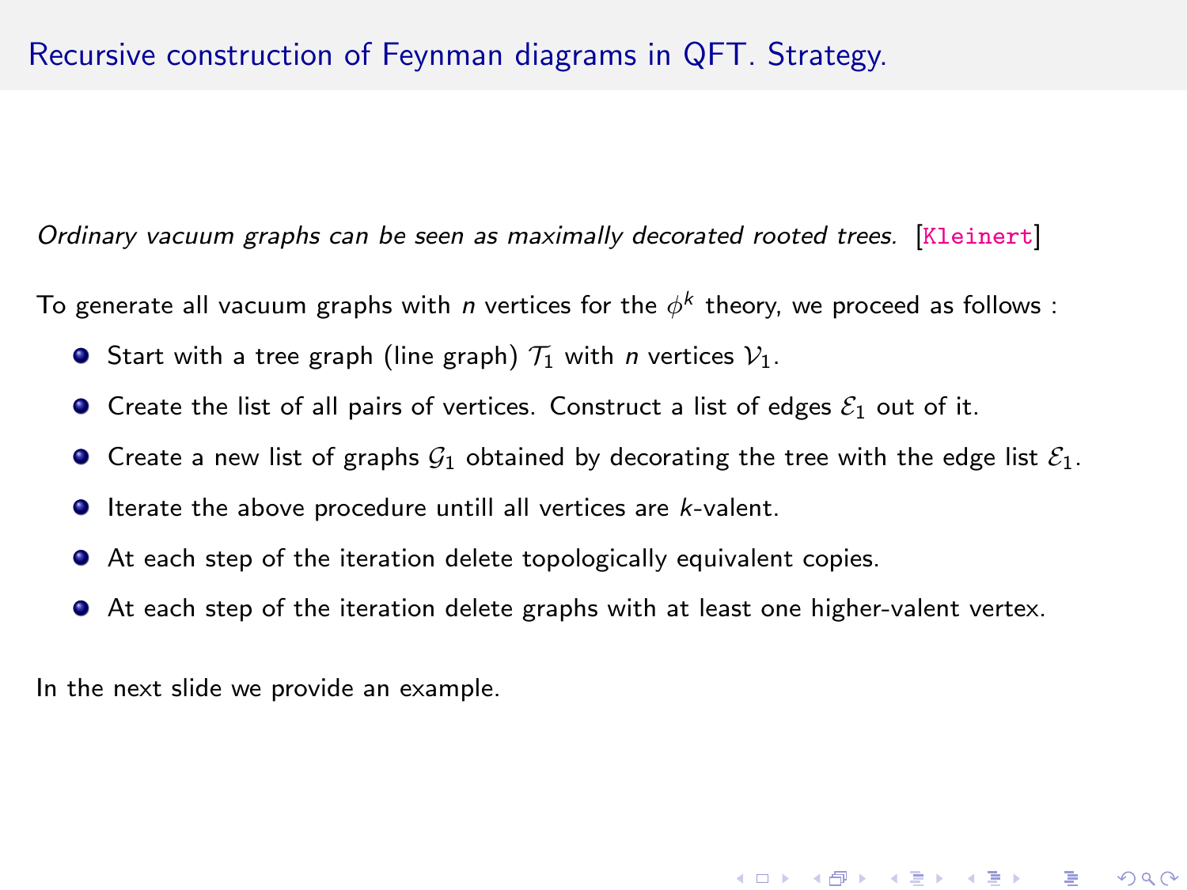# Recursive construction of Feynman diagrams in QFT. Strategy.

*Ordinary vacuum graphs can be seen as maximally decorated rooted trees.* [Kleinert]

To generate all vacuum graphs with $n$ vertices for the $\phi^k$ theory, we proceed as follows :

- Start with a tree graph (line graph) $\mathcal{T}_1$ with $n$ vertices $\mathcal{V}_1$.
- Create the list of all pairs of vertices. Construct a list of edges $\mathcal{E}_1$ out of it.
- Create a new list of graphs $\mathcal{G}_1$ obtained by decorating the tree with the edge list $\mathcal{E}_1$.
- Iterate the above procedure untill all vertices are $k$-valent.
- At each step of the iteration delete topologically equivalent copies.
- At each step of the iteration delete graphs with at least one higher-valent vertex.

In the next slide we provide an example.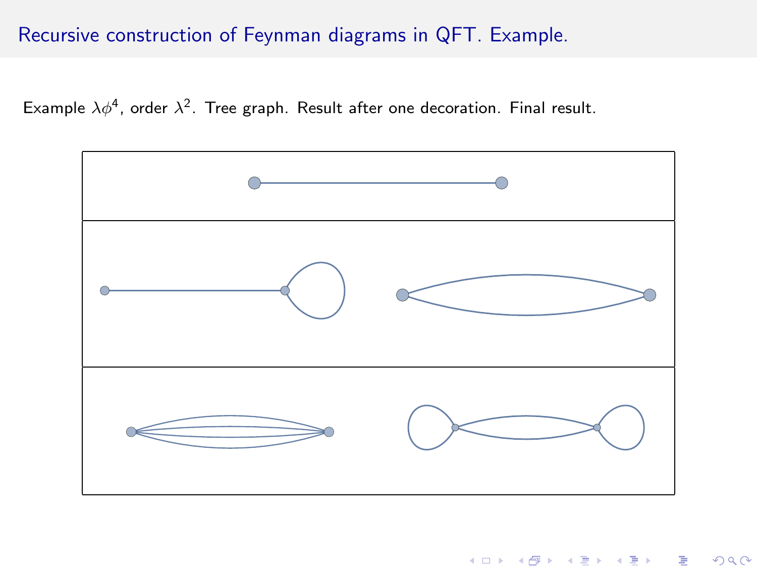## Recursive construction of Feynman diagrams in QFT. Example.

Example $\lambda\phi^4$, order $\lambda^2$. Tree graph. Result after one decoration. Final result.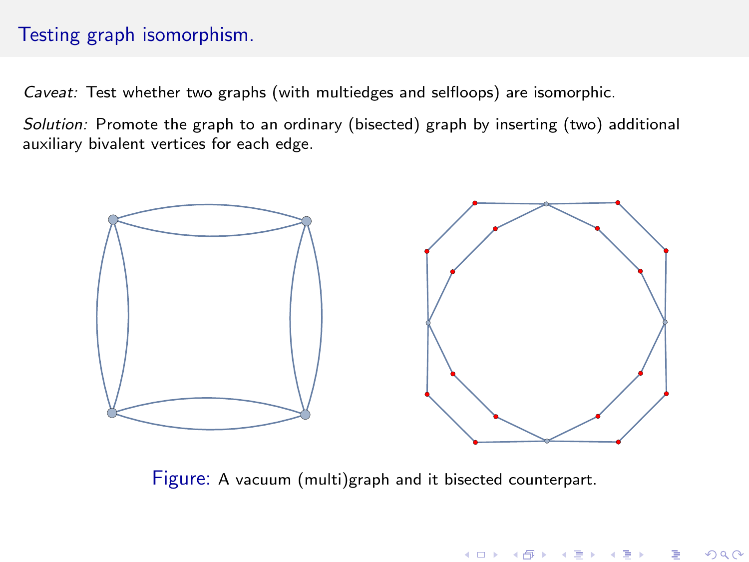# Testing graph isomorphism.

*Caveat:* Test whether two graphs (with multiedges and selfloops) are isomorphic.

*Solution:* Promote the graph to an ordinary (bisected) graph by inserting (two) additional auxiliary bivalent vertices for each edge.

Figure: A vacuum (multi)graph and it bisected counterpart.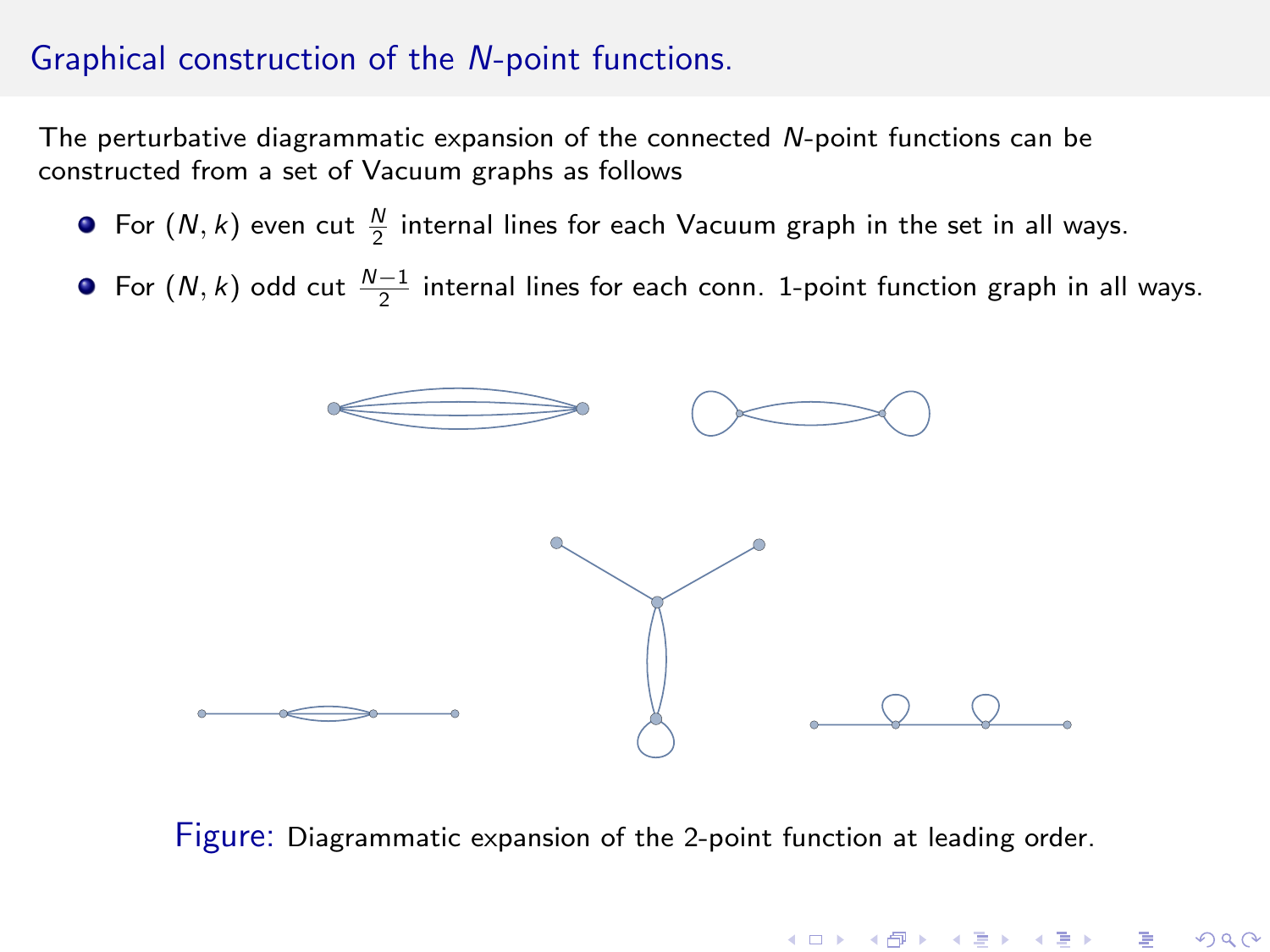## Graphical construction of the $N$-point functions.

The perturbative diagrammatic expansion of the connected $N$-point functions can be constructed from a set of Vacuum graphs as follows

- For $(N, k)$ even cut $\frac{N}{2}$ internal lines for each Vacuum graph in the set in all ways.
- For $(N, k)$ odd cut $\frac{N-1}{2}$ internal lines for each conn. 1-point function graph in all ways.

Figure: Diagrammatic expansion of the 2-point function at leading order.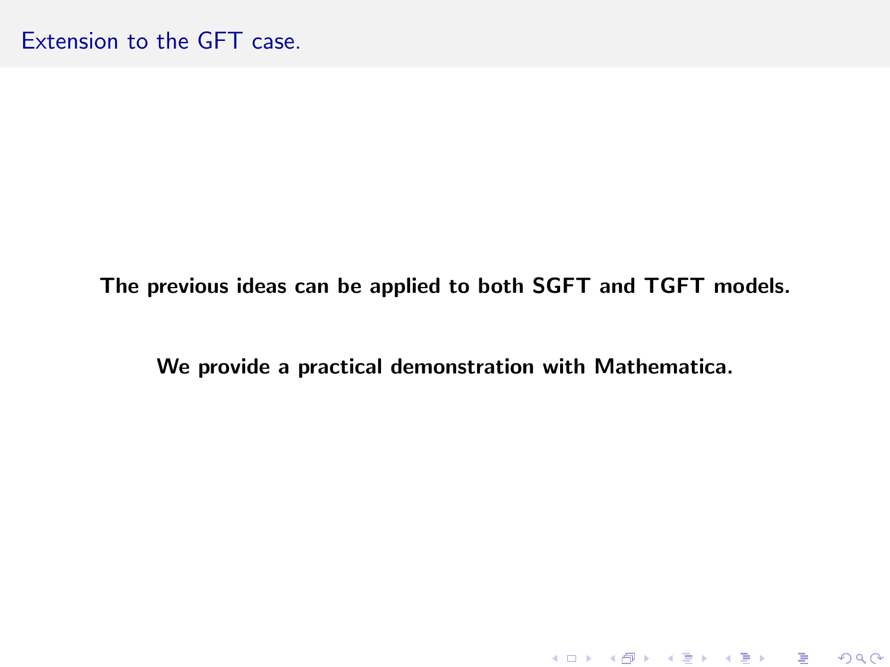## Extension to the GFT case.

**The previous ideas can be applied to both SGFT and TGFT models.**

**We provide a practical demonstration with Mathematica.**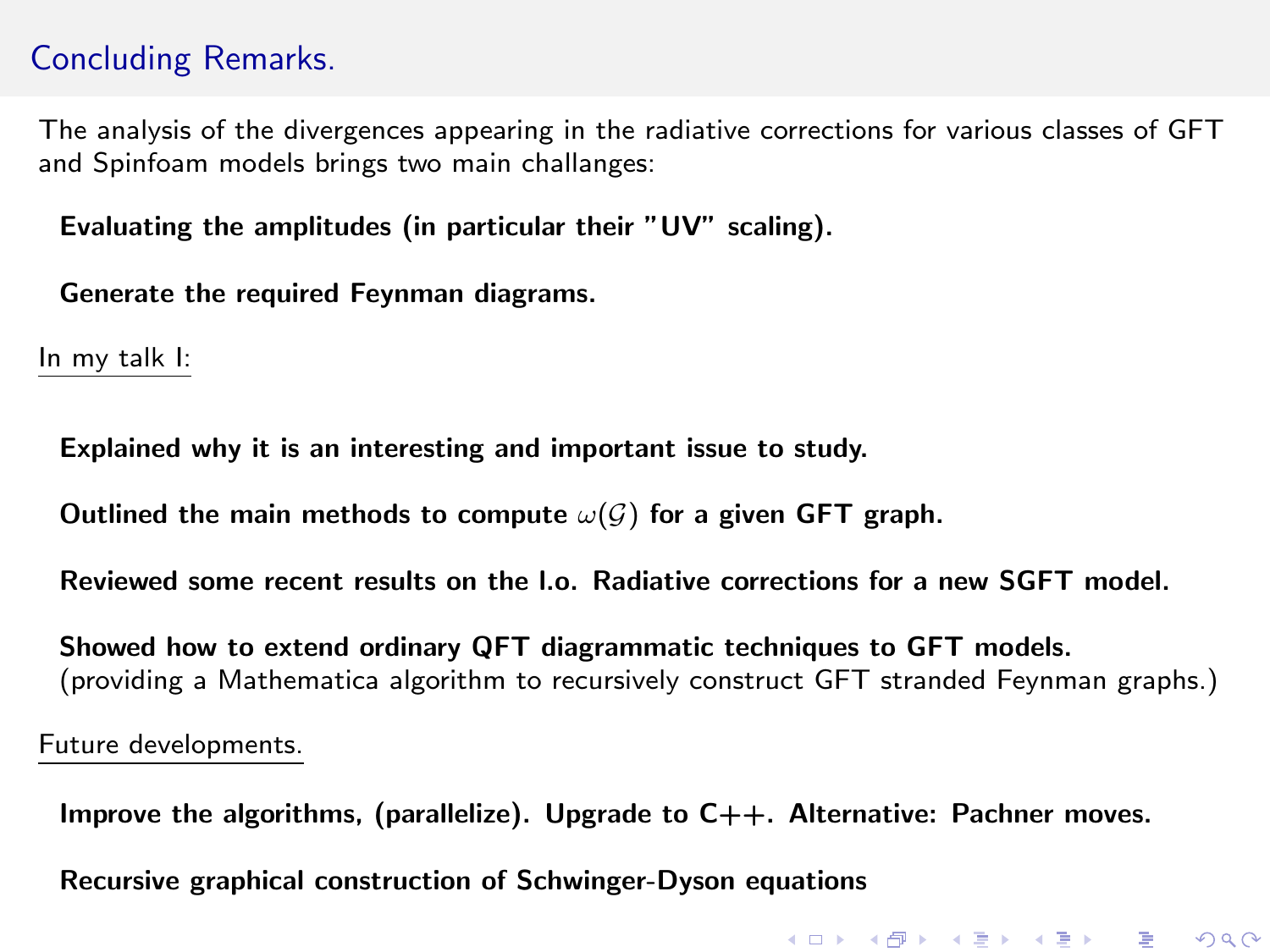## Concluding Remarks.

The analysis of the divergences appearing in the radiative corrections for various classes of GFT and Spinfoam models brings two main challanges:

- **Evaluating the amplitudes (in particular their "UV" scaling).**
- **Generate the required Feynman diagrams.**

In my talk I:

- **Explained why it is an interesting and important issue to study.**
- **Outlined the main methods to compute $\omega(\mathcal{G})$ for a given GFT graph.**
- **Reviewed some recent results on the l.o. Radiative corrections for a new SGFT model.**
- **Showed how to extend ordinary QFT diagrammatic techniques to GFT models.** (providing a Mathematica algorithm to recursively construct GFT stranded Feynman graphs.)

Future developments.

- **Improve the algorithms, (parallelize). Upgrade to C++. Alternative: Pachner moves.**
- **Recursive graphical construction of Schwinger-Dyson equations**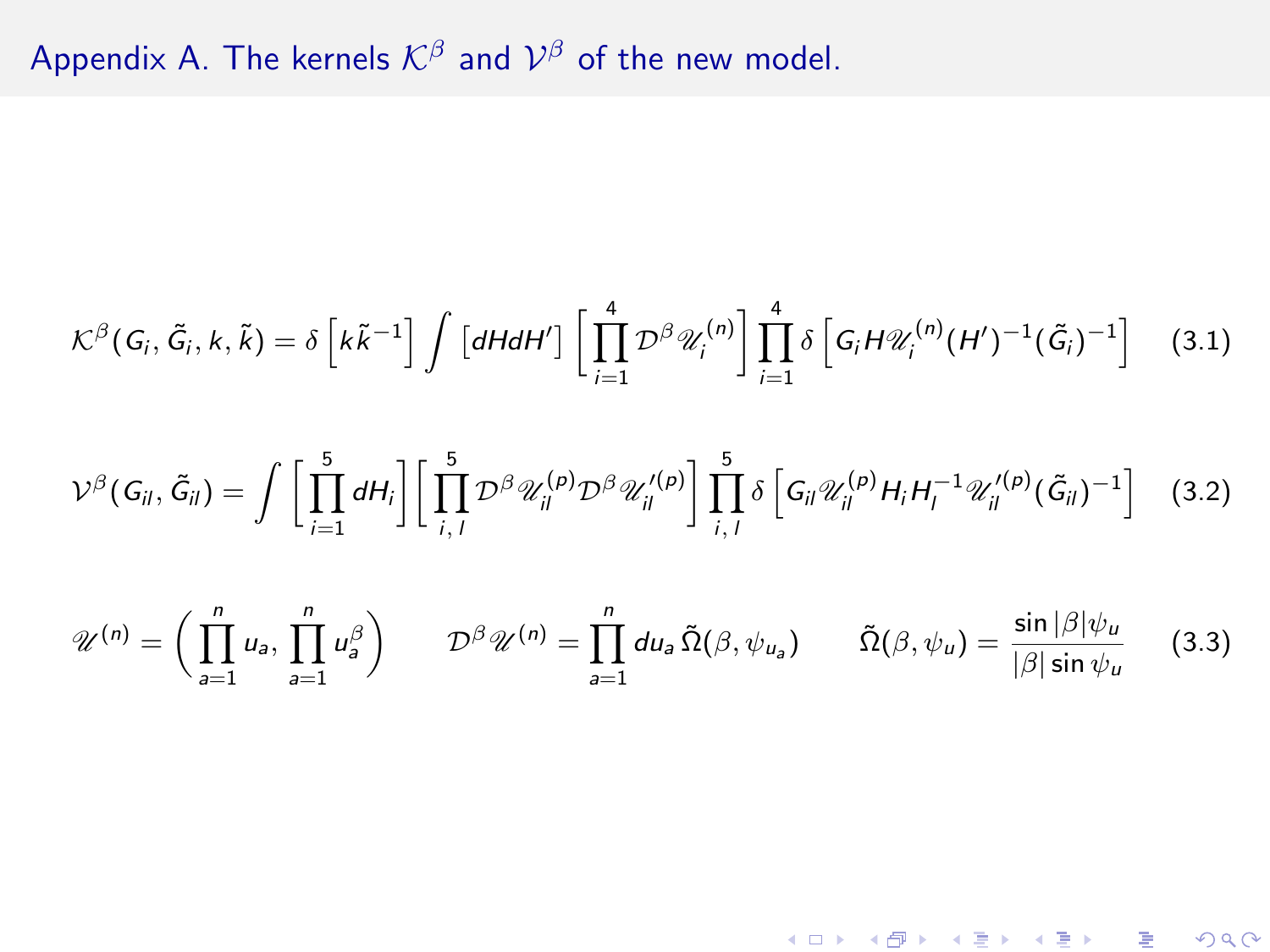# Appendix A. The kernels $\mathcal{K}^\beta$ and $\mathcal{V}^\beta$ of the new model.

$$\mathcal{K}^\beta(G_i, \tilde{G}_i, k, \tilde{k}) = \delta\left[k\tilde{k}^{-1}\right] \int \left[dHdH'\right] \left[\prod_{i=1}^{4} \mathcal{D}^\beta \mathscr{U}_i^{(n)}\right] \prod_{i=1}^{4} \delta\left[G_i H \mathscr{U}_i^{(n)} (H')^{-1} (\tilde{G}_i)^{-1}\right] \quad (3.1)$$

$$\mathcal{V}^\beta(G_{il}, \tilde{G}_{il}) = \int \left[\prod_{i=1}^{5} dH_i\right] \left[\prod_{i,\, l}^{5} \mathcal{D}^\beta \mathscr{U}_{il}^{(p)} \mathcal{D}^\beta \mathscr{U}_{il}^{\prime(p)}\right] \prod_{i,\, l}^{5} \delta\left[G_{il} \mathscr{U}_{il}^{(p)} H_i H_l^{-1} \mathscr{U}_{il}^{\prime(p)} (\tilde{G}_{il})^{-1}\right] \quad (3.2)$$

$$\mathscr{U}^{(n)} = \left(\prod_{a=1}^{n} u_a, \prod_{a=1}^{n} u_a^\beta\right) \qquad \mathcal{D}^\beta \mathscr{U}^{(n)} = \prod_{a=1}^{n} du_a \, \tilde{\Omega}(\beta, \psi_{u_a}) \qquad \tilde{\Omega}(\beta, \psi_u) = \frac{\sin|\beta|\psi_u}{|\beta| \sin\psi_u} \quad (3.3)$$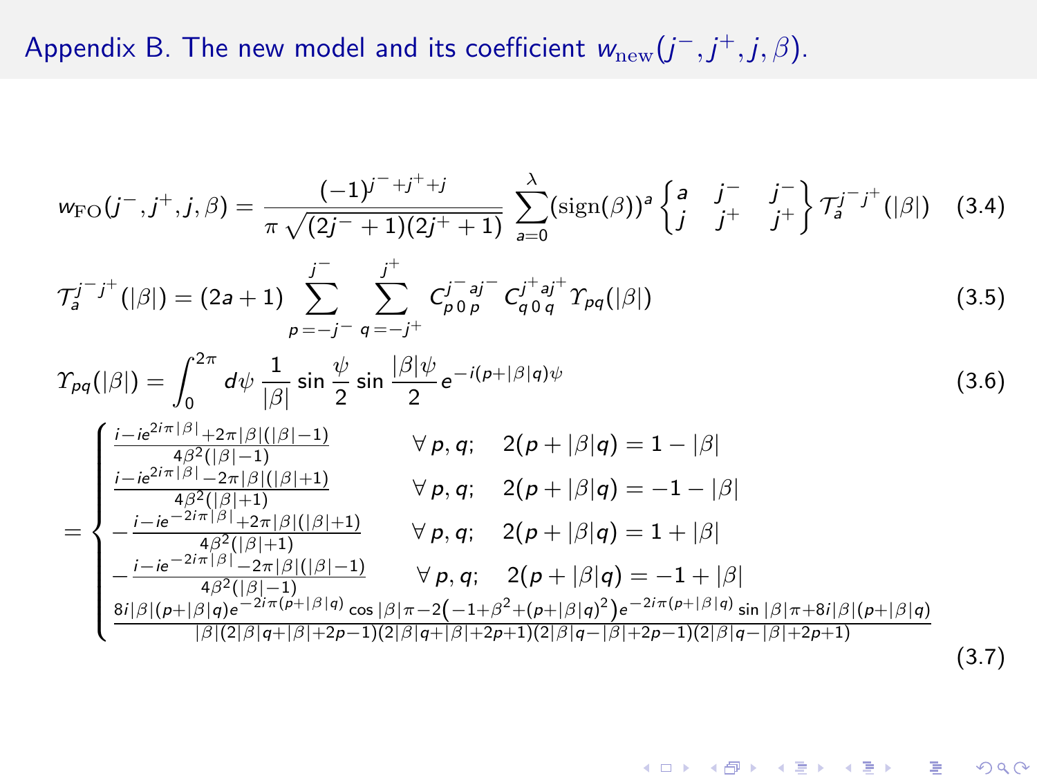## Appendix B. The new model and its coefficient $w_{\rm new}(j^-, j^+, j, \beta)$.

$$
w_{\rm FO}(j^-,j^+,j,\beta) = \frac{(-1)^{j^-+j^++j}}{\pi\sqrt{(2j^-+1)(2j^++1)}} \sum_{a=0}^{\lambda} (\mathrm{sign}(\beta))^a \begin{Bmatrix} a & j^- & j^- \\ j & j^+ & j^+ \end{Bmatrix} \mathcal{T}_a^{j^-j^+}(|\beta|) \quad (3.4)
$$

$$
\mathcal{T}_a^{j^-j^+}(|\beta|) = (2a+1) \sum_{p=-j^-}^{j^-} \sum_{q=-j^+}^{j^+} C^{j^- a j^-}_{p\,0\,p}\, C^{j^+ a j^+}_{q\,0\,q}\, \Upsilon_{pq}(|\beta|) \quad (3.5)
$$

$$
\Upsilon_{pq}(|\beta|) = \int_0^{2\pi} d\psi\, \frac{1}{|\beta|} \sin\frac{\psi}{2} \sin\frac{|\beta|\psi}{2} e^{-i(p+|\beta|q)\psi} \quad (3.6)
$$

$$
= \begin{cases}
\frac{i - ie^{2i\pi|\beta|} + 2\pi|\beta|(|\beta|-1)}{4\beta^2(|\beta|-1)} & \forall\, p,q; \quad 2(p+|\beta|q) = 1-|\beta| \\
\frac{i - ie^{2i\pi|\beta|} - 2\pi|\beta|(|\beta|+1)}{4\beta^2(|\beta|+1)} & \forall\, p,q; \quad 2(p+|\beta|q) = -1-|\beta| \\
-\frac{i - ie^{-2i\pi|\beta|} + 2\pi|\beta|(|\beta|+1)}{4\beta^2(|\beta|+1)} & \forall\, p,q; \quad 2(p+|\beta|q) = 1+|\beta| \\
-\frac{i - ie^{-2i\pi|\beta|} - 2\pi|\beta|(|\beta|-1)}{4\beta^2(|\beta|-1)} & \forall\, p,q; \quad 2(p+|\beta|q) = -1+|\beta| \\
\frac{8i|\beta|(p+|\beta|q)e^{-2i\pi(p+|\beta|q)}\cos|\beta|\pi - 2\left(-1+\beta^2+(p+|\beta|q)^2\right)e^{-2i\pi(p+|\beta|q)}\sin|\beta|\pi + 8i|\beta|(p+|\beta|q)}{|\beta|(2|\beta|q+|\beta|+2p-1)(2|\beta|q+|\beta|+2p+1)(2|\beta|q-|\beta|+2p-1)(2|\beta|q-|\beta|+2p+1)} &
\end{cases} \quad (3.7)
$$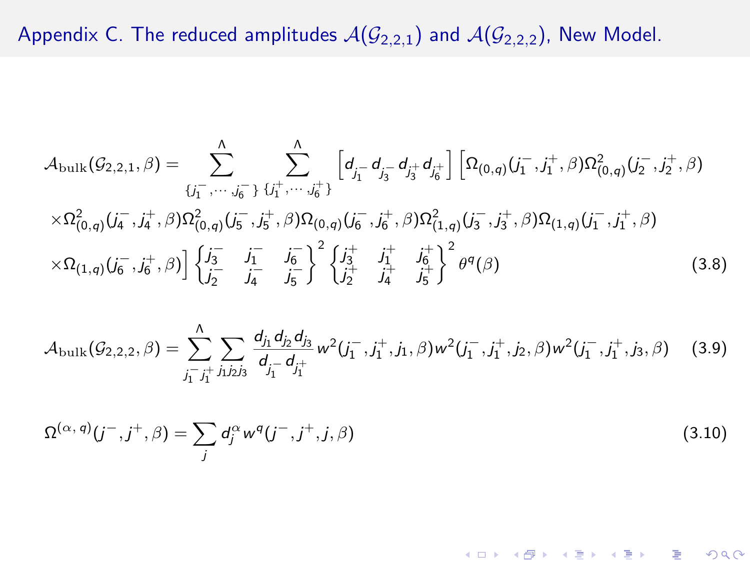## Appendix C. The reduced amplitudes $\mathcal{A}(\mathcal{G}_{2,2,1})$ and $\mathcal{A}(\mathcal{G}_{2,2,2})$, New Model.

$$
\begin{aligned}
\mathcal{A}_{\rm bulk}(\mathcal{G}_{2,2,1},\beta) = & \sum_{\{j_1^-,\cdots,j_6^-\}}^{\Lambda} \sum_{\{j_1^+,\cdots,j_6^+\}}^{\Lambda} \left[d_{j_1^-} d_{j_3^-} d_{j_3^+} d_{j_6^+}\right] \Big[\Omega_{(0,q)}(j_1^-,j_1^+,\beta)\Omega^2_{(0,q)}(j_2^-,j_2^+,\beta) \\
& \times \Omega^2_{(0,q)}(j_4^-,j_4^+,\beta)\Omega^2_{(0,q)}(j_5^-,j_5^+,\beta)\Omega_{(0,q)}(j_6^-,j_6^+,\beta)\Omega^2_{(1,q)}(j_3^-,j_3^+,\beta)\Omega_{(1,q)}(j_1^-,j_1^+,\beta) \\
& \times \Omega_{(1,q)}(j_6^-,j_6^+,\beta)\Big] \begin{Bmatrix} j_3^- & j_1^- & j_6^- \\ j_2^- & j_4^- & j_5^- \end{Bmatrix}^2 \begin{Bmatrix} j_3^+ & j_1^+ & j_6^+ \\ j_2^+ & j_4^+ & j_5^+ \end{Bmatrix}^2 \theta^q(\beta)
\end{aligned}
\tag{3.8}
$$

$$
\mathcal{A}_{\rm bulk}(\mathcal{G}_{2,2,2},\beta) = \sum_{j_1^- j_1^+}^{\Lambda} \sum_{j_1 j_2 j_3} \frac{d_{j_1} d_{j_2} d_{j_3}}{d_{j_1^-} d_{j_1^+}} w^2(j_1^-,j_1^+,j_1,\beta) w^2(j_1^-,j_1^+,j_2,\beta) w^2(j_1^-,j_1^+,j_3,\beta) \tag{3.9}
$$

$$
\Omega^{(\alpha,\,q)}(j^-,j^+,\beta) = \sum_j d_j^{\alpha} w^q(j^-,j^+,j,\beta) \tag{3.10}
$$